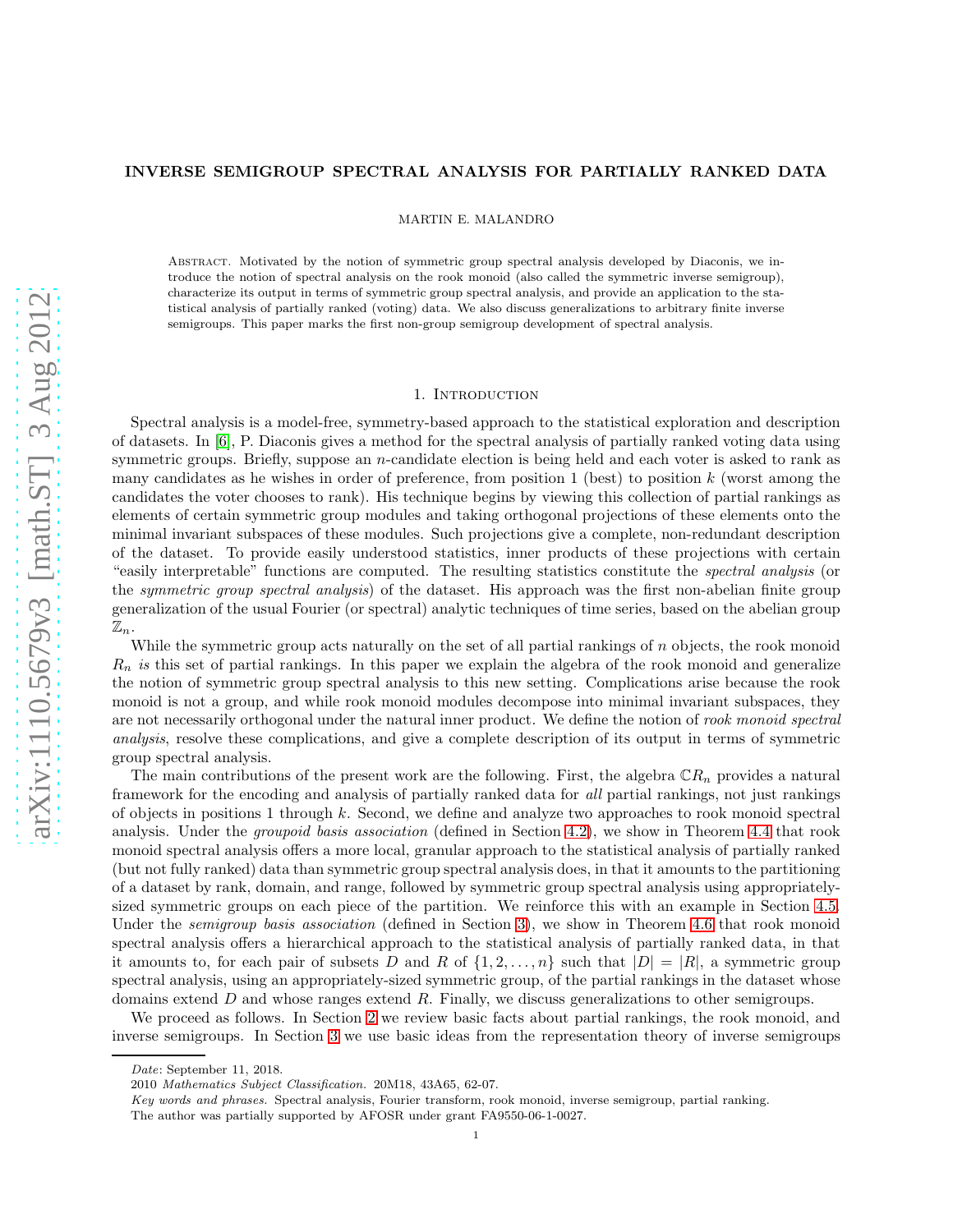# INVERSE SEMIGROUP SPECTRAL ANALYSIS FOR PARTIALLY RANKED DATA

MARTIN E. MALANDRO

Abstract. Motivated by the notion of symmetric group spectral analysis developed by Diaconis, we introduce the notion of spectral analysis on the rook monoid (also called the symmetric inverse semigroup), characterize its output in terms of symmetric group spectral analysis, and provide an application to the statistical analysis of partially ranked (voting) data. We also discuss generalizations to arbitrary finite inverse semigroups. This paper marks the first non-group semigroup development of spectral analysis.

## 1. Introduction

Spectral analysis is a model-free, symmetry-based approach to the statistical exploration and description of datasets. In [6], P. Diaconis gives a method for the spectral analysis of partially ranked voting data using symmetric groups. Briefly, suppose an $n$-candidate election is being held and each voter is asked to rank as many candidates as he wishes in order of preference, from position 1 (best) to position $k$ (worst among the candidates the voter chooses to rank). His technique begins by viewing this collection of partial rankings as elements of certain symmetric group modules and taking orthogonal projections of these elements onto the minimal invariant subspaces of these modules. Such projections give a complete, non-redundant description of the dataset. To provide easily understood statistics, inner products of these projections with certain "easily interpretable" functions are computed. The resulting statistics constitute the *spectral analysis* (or the *symmetric group spectral analysis*) of the dataset. His approach was the first non-abelian finite group generalization of the usual Fourier (or spectral) analytic techniques of time series, based on the abelian group $\mathbb{Z}_n$.

While the symmetric group acts naturally on the set of all partial rankings of $n$ objects, the rook monoid $R_n$ *is* this set of partial rankings. In this paper we explain the algebra of the rook monoid and generalize the notion of symmetric group spectral analysis to this new setting. Complications arise because the rook monoid is not a group, and while rook monoid modules decompose into minimal invariant subspaces, they are not necessarily orthogonal under the natural inner product. We define the notion of *rook monoid spectral analysis*, resolve these complications, and give a complete description of its output in terms of symmetric group spectral analysis.

The main contributions of the present work are the following. First, the algebra $\mathbb{C}R_n$ provides a natural framework for the encoding and analysis of partially ranked data for *all* partial rankings, not just rankings of objects in positions 1 through $k$. Second, we define and analyze two approaches to rook monoid spectral analysis. Under the *groupoid basis association* (defined in Section 4.2), we show in Theorem 4.4 that rook monoid spectral analysis offers a more local, granular approach to the statistical analysis of partially ranked (but not fully ranked) data than symmetric group spectral analysis does, in that it amounts to the partitioning of a dataset by rank, domain, and range, followed by symmetric group spectral analysis using appropriately-sized symmetric groups on each piece of the partition. We reinforce this with an example in Section 4.5. Under the *semigroup basis association* (defined in Section 3), we show in Theorem 4.6 that rook monoid spectral analysis offers a hierarchical approach to the statistical analysis of partially ranked data, in that it amounts to, for each pair of subsets $D$ and $R$ of $\{1, 2, \ldots, n\}$ such that $|D| = |R|$, a symmetric group spectral analysis, using an appropriately-sized symmetric group, of the partial rankings in the dataset whose domains extend $D$ and whose ranges extend $R$. Finally, we discuss generalizations to other semigroups.

We proceed as follows. In Section 2 we review basic facts about partial rankings, the rook monoid, and inverse semigroups. In Section 3 we use basic ideas from the representation theory of inverse semigroups

---

*Date*: September 11, 2018.

2010 *Mathematics Subject Classification.* 20M18, 43A65, 62-07.

*Key words and phrases.* Spectral analysis, Fourier transform, rook monoid, inverse semigroup, partial ranking.

The author was partially supported by AFOSR under grant FA9550-06-1-0027.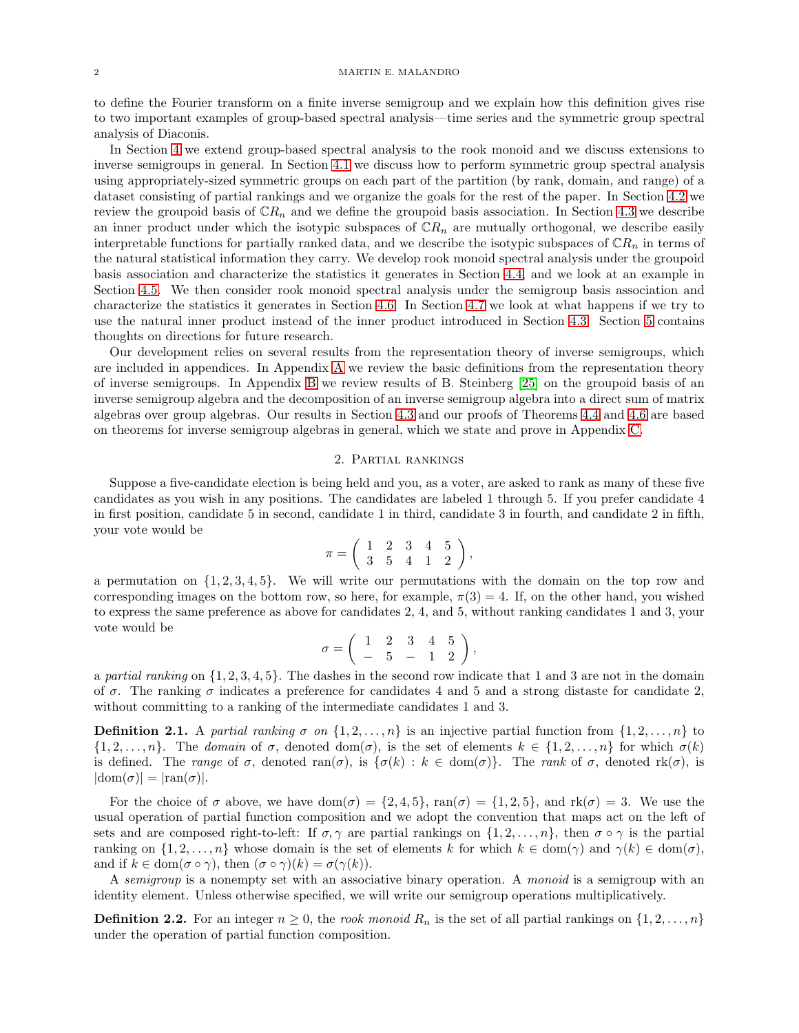to define the Fourier transform on a finite inverse semigroup and we explain how this definition gives rise to two important examples of group-based spectral analysis—time series and the symmetric group spectral analysis of Diaconis.

In Section 4 we extend group-based spectral analysis to the rook monoid and we discuss extensions to inverse semigroups in general. In Section 4.1 we discuss how to perform symmetric group spectral analysis using appropriately-sized symmetric groups on each part of the partition (by rank, domain, and range) of a dataset consisting of partial rankings and we organize the goals for the rest of the paper. In Section 4.2 we review the groupoid basis of $\mathbb{C}R_n$ and we define the groupoid basis association. In Section 4.3 we describe an inner product under which the isotypic subspaces of $\mathbb{C}R_n$ are mutually orthogonal, we describe easily interpretable functions for partially ranked data, and we describe the isotypic subspaces of $\mathbb{C}R_n$ in terms of the natural statistical information they carry. We develop rook monoid spectral analysis under the groupoid basis association and characterize the statistics it generates in Section 4.4, and we look at an example in Section 4.5. We then consider rook monoid spectral analysis under the semigroup basis association and characterize the statistics it generates in Section 4.6. In Section 4.7 we look at what happens if we try to use the natural inner product instead of the inner product introduced in Section 4.3. Section 5 contains thoughts on directions for future research.

Our development relies on several results from the representation theory of inverse semigroups, which are included in appendices. In Appendix A we review the basic definitions from the representation theory of inverse semigroups. In Appendix B we review results of B. Steinberg [25] on the groupoid basis of an inverse semigroup algebra and the decomposition of an inverse semigroup algebra into a direct sum of matrix algebras over group algebras. Our results in Section 4.3 and our proofs of Theorems 4.4 and 4.6 are based on theorems for inverse semigroup algebras in general, which we state and prove in Appendix C.

## 2. Partial rankings

Suppose a five-candidate election is being held and you, as a voter, are asked to rank as many of these five candidates as you wish in any positions. The candidates are labeled 1 through 5. If you prefer candidate 4 in first position, candidate 5 in second, candidate 1 in third, candidate 3 in fourth, and candidate 2 in fifth, your vote would be

$$\pi = \left( \begin{array}{ccccc} 1 & 2 & 3 & 4 & 5 \\ 3 & 5 & 4 & 1 & 2 \end{array} \right),$$

a permutation on $\{1, 2, 3, 4, 5\}$. We will write our permutations with the domain on the top row and corresponding images on the bottom row, so here, for example, $\pi(3) = 4$. If, on the other hand, you wished to express the same preference as above for candidates 2, 4, and 5, without ranking candidates 1 and 3, your vote would be

$$\sigma = \left( \begin{array}{ccccc} 1 & 2 & 3 & 4 & 5 \\ - & 5 & - & 1 & 2 \end{array} \right),$$

a *partial ranking* on $\{1, 2, 3, 4, 5\}$. The dashes in the second row indicate that 1 and 3 are not in the domain of $\sigma$. The ranking $\sigma$ indicates a preference for candidates 4 and 5 and a strong distaste for candidate 2, without committing to a ranking of the intermediate candidates 1 and 3.

**Definition 2.1.** A *partial ranking $\sigma$ on* $\{1, 2, \ldots, n\}$ is an injective partial function from $\{1, 2, \ldots, n\}$ to $\{1, 2, \ldots, n\}$. The *domain* of $\sigma$, denoted $\mathrm{dom}(\sigma)$, is the set of elements $k \in \{1, 2, \ldots, n\}$ for which $\sigma(k)$ is defined. The *range* of $\sigma$, denoted $\mathrm{ran}(\sigma)$, is $\{\sigma(k) : k \in \mathrm{dom}(\sigma)\}$. The *rank* of $\sigma$, denoted $\mathrm{rk}(\sigma)$, is $|\mathrm{dom}(\sigma)| = |\mathrm{ran}(\sigma)|$.

For the choice of $\sigma$ above, we have $\mathrm{dom}(\sigma) = \{2, 4, 5\}$, $\mathrm{ran}(\sigma) = \{1, 2, 5\}$, and $\mathrm{rk}(\sigma) = 3$. We use the usual operation of partial function composition and we adopt the convention that maps act on the left of sets and are composed right-to-left: If $\sigma, \gamma$ are partial rankings on $\{1, 2, \ldots, n\}$, then $\sigma \circ \gamma$ is the partial ranking on $\{1, 2, \ldots, n\}$ whose domain is the set of elements $k$ for which $k \in \mathrm{dom}(\gamma)$ and $\gamma(k) \in \mathrm{dom}(\sigma)$, and if $k \in \mathrm{dom}(\sigma \circ \gamma)$, then $(\sigma \circ \gamma)(k) = \sigma(\gamma(k))$.

A *semigroup* is a nonempty set with an associative binary operation. A *monoid* is a semigroup with an identity element. Unless otherwise specified, we will write our semigroup operations multiplicatively.

**Definition 2.2.** For an integer $n \geq 0$, the *rook monoid* $R_n$ is the set of all partial rankings on $\{1, 2, \ldots, n\}$ under the operation of partial function composition.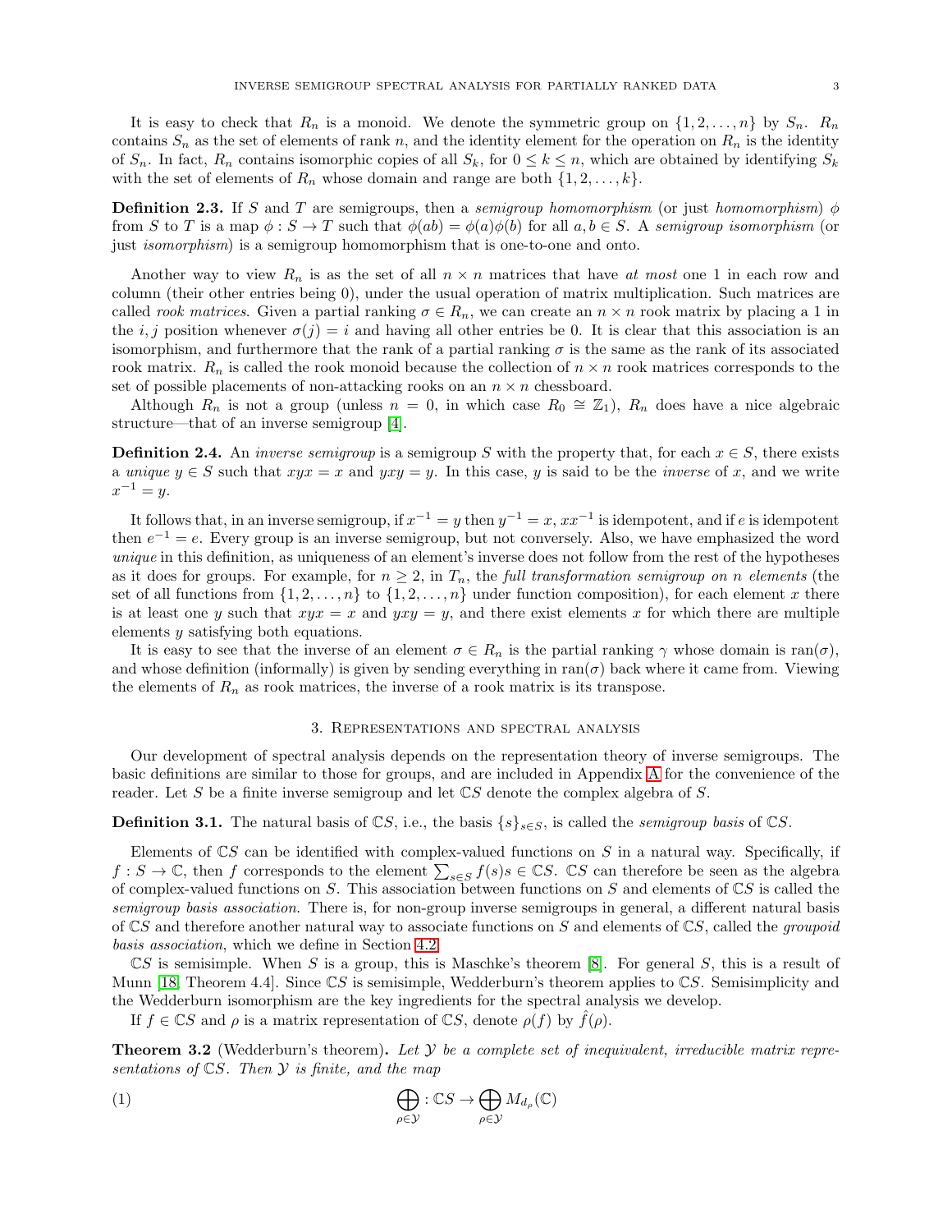It is easy to check that $R_n$ is a monoid. We denote the symmetric group on $\{1, 2, \ldots, n\}$ by $S_n$. $R_n$ contains $S_n$ as the set of elements of rank $n$, and the identity element for the operation on $R_n$ is the identity of $S_n$. In fact, $R_n$ contains isomorphic copies of all $S_k$, for $0 \leq k \leq n$, which are obtained by identifying $S_k$ with the set of elements of $R_n$ whose domain and range are both $\{1, 2, \ldots, k\}$.

**Definition 2.3.** If $S$ and $T$ are semigroups, then a *semigroup homomorphism* (or just *homomorphism*) $\phi$ from $S$ to $T$ is a map $\phi : S \to T$ such that $\phi(ab) = \phi(a)\phi(b)$ for all $a, b \in S$. A *semigroup isomorphism* (or just *isomorphism*) is a semigroup homomorphism that is one-to-one and onto.

Another way to view $R_n$ is as the set of all $n \times n$ matrices that have *at most* one 1 in each row and column (their other entries being 0), under the usual operation of matrix multiplication. Such matrices are called *rook matrices*. Given a partial ranking $\sigma \in R_n$, we can create an $n \times n$ rook matrix by placing a 1 in the $i, j$ position whenever $\sigma(j) = i$ and having all other entries be 0. It is clear that this association is an isomorphism, and furthermore that the rank of a partial ranking $\sigma$ is the same as the rank of its associated rook matrix. $R_n$ is called the rook monoid because the collection of $n \times n$ rook matrices corresponds to the set of possible placements of non-attacking rooks on an $n \times n$ chessboard.

Although $R_n$ is not a group (unless $n = 0$, in which case $R_0 \cong \mathbb{Z}_1$), $R_n$ does have a nice algebraic structure—that of an inverse semigroup [4].

**Definition 2.4.** An *inverse semigroup* is a semigroup $S$ with the property that, for each $x \in S$, there exists a *unique* $y \in S$ such that $xyx = x$ and $yxy = y$. In this case, $y$ is said to be the *inverse* of $x$, and we write $x^{-1} = y$.

It follows that, in an inverse semigroup, if $x^{-1} = y$ then $y^{-1} = x$, $xx^{-1}$ is idempotent, and if $e$ is idempotent then $e^{-1} = e$. Every group is an inverse semigroup, but not conversely. Also, we have emphasized the word *unique* in this definition, as uniqueness of an element's inverse does not follow from the rest of the hypotheses as it does for groups. For example, for $n \geq 2$, in $T_n$, the *full transformation semigroup on n elements* (the set of all functions from $\{1, 2, \ldots, n\}$ to $\{1, 2, \ldots, n\}$ under function composition), for each element $x$ there is at least one $y$ such that $xyx = x$ and $yxy = y$, and there exist elements $x$ for which there are multiple elements $y$ satisfying both equations.

It is easy to see that the inverse of an element $\sigma \in R_n$ is the partial ranking $\gamma$ whose domain is $\text{ran}(\sigma)$, and whose definition (informally) is given by sending everything in $\text{ran}(\sigma)$ back where it came from. Viewing the elements of $R_n$ as rook matrices, the inverse of a rook matrix is its transpose.

## 3. Representations and spectral analysis

Our development of spectral analysis depends on the representation theory of inverse semigroups. The basic definitions are similar to those for groups, and are included in Appendix A for the convenience of the reader. Let $S$ be a finite inverse semigroup and let $\mathbb{C}S$ denote the complex algebra of $S$.

**Definition 3.1.** The natural basis of $\mathbb{C}S$, i.e., the basis $\{s\}_{s \in S}$, is called the *semigroup basis* of $\mathbb{C}S$.

Elements of $\mathbb{C}S$ can be identified with complex-valued functions on $S$ in a natural way. Specifically, if $f : S \to \mathbb{C}$, then $f$ corresponds to the element $\sum_{s \in S} f(s)s \in \mathbb{C}S$. $\mathbb{C}S$ can therefore be seen as the algebra of complex-valued functions on $S$. This association between functions on $S$ and elements of $\mathbb{C}S$ is called the *semigroup basis association*. There is, for non-group inverse semigroups in general, a different natural basis of $\mathbb{C}S$ and therefore another natural way to associate functions on $S$ and elements of $\mathbb{C}S$, called the *groupoid basis association*, which we define in Section 4.2.

$\mathbb{C}S$ is semisimple. When $S$ is a group, this is Maschke's theorem [8]. For general $S$, this is a result of Munn [18, Theorem 4.4]. Since $\mathbb{C}S$ is semisimple, Wedderburn's theorem applies to $\mathbb{C}S$. Semisimplicity and the Wedderburn isomorphism are the key ingredients for the spectral analysis we develop.

If $f \in \mathbb{C}S$ and $\rho$ is a matrix representation of $\mathbb{C}S$, denote $\rho(f)$ by $\hat{f}(\rho)$.

**Theorem 3.2** (Wedderburn's theorem)**.** *Let $\mathcal{Y}$ be a complete set of inequivalent, irreducible matrix representations of $\mathbb{C}S$. Then $\mathcal{Y}$ is finite, and the map*

$$\bigoplus_{\rho \in \mathcal{Y}} : \mathbb{C}S \to \bigoplus_{\rho \in \mathcal{Y}} M_{d_\rho}(\mathbb{C}) \tag{1}$$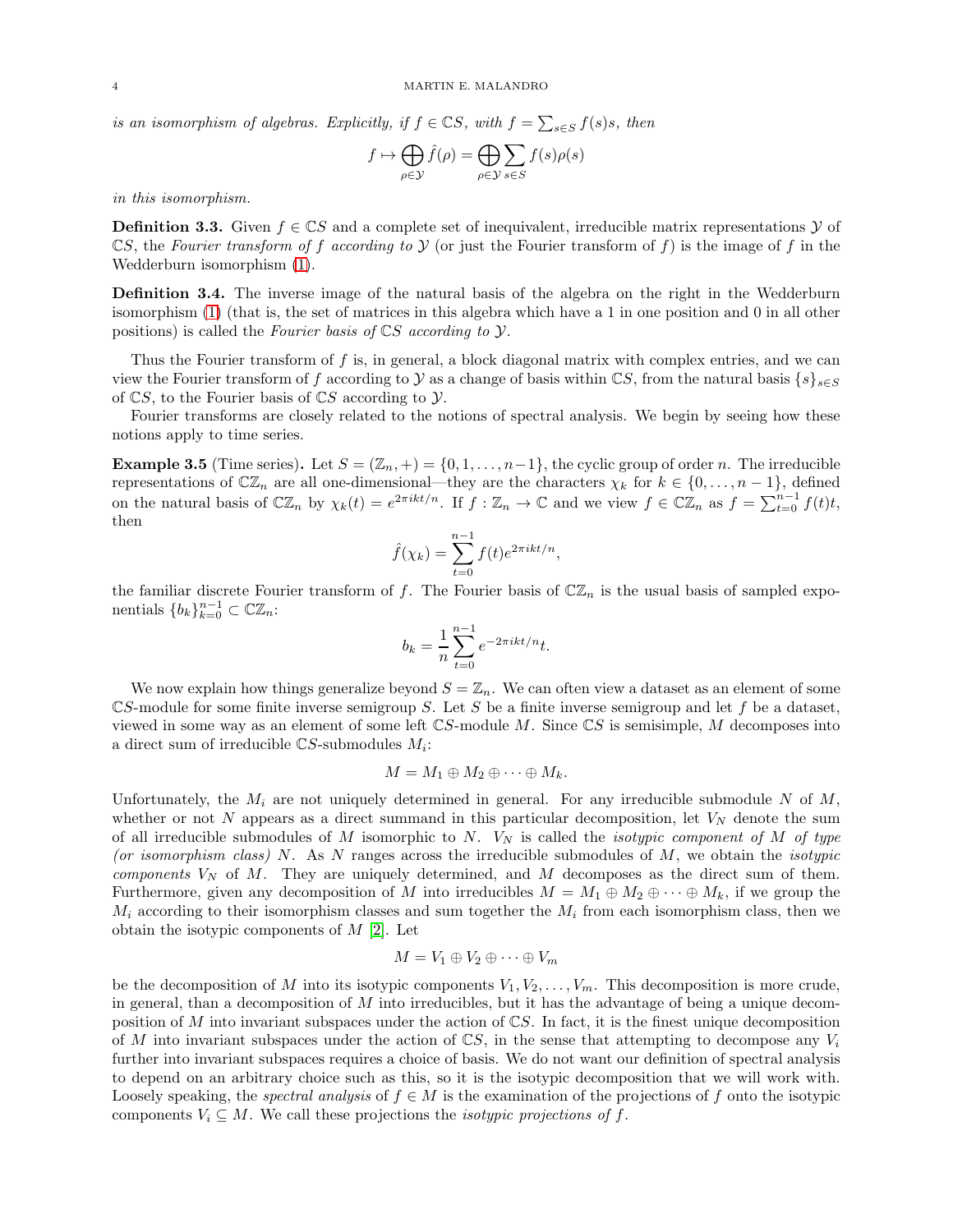*is an isomorphism of algebras. Explicitly, if $f \in \mathbb{C}S$, with $f = \sum_{s \in S} f(s)s$, then*

$$f \mapsto \bigoplus_{\rho \in \mathcal{Y}} \hat{f}(\rho) = \bigoplus_{\rho \in \mathcal{Y}} \sum_{s \in S} f(s)\rho(s)$$

*in this isomorphism.*

**Definition 3.3.** Given $f \in \mathbb{C}S$ and a complete set of inequivalent, irreducible matrix representations $\mathcal{Y}$ of $\mathbb{C}S$, the *Fourier transform of $f$ according to $\mathcal{Y}$* (or just the Fourier transform of $f$) is the image of $f$ in the Wedderburn isomorphism (1).

**Definition 3.4.** The inverse image of the natural basis of the algebra on the right in the Wedderburn isomorphism (1) (that is, the set of matrices in this algebra which have a 1 in one position and 0 in all other positions) is called the *Fourier basis of $\mathbb{C}S$ according to $\mathcal{Y}$.*

Thus the Fourier transform of $f$ is, in general, a block diagonal matrix with complex entries, and we can view the Fourier transform of $f$ according to $\mathcal{Y}$ as a change of basis within $\mathbb{C}S$, from the natural basis $\{s\}_{s \in S}$ of $\mathbb{C}S$, to the Fourier basis of $\mathbb{C}S$ according to $\mathcal{Y}$.

Fourier transforms are closely related to the notions of spectral analysis. We begin by seeing how these notions apply to time series.

**Example 3.5** (Time series)**.** Let $S = (\mathbb{Z}_n, +) = \{0, 1, \ldots, n-1\}$, the cyclic group of order $n$. The irreducible representations of $\mathbb{C}\mathbb{Z}_n$ are all one-dimensional—they are the characters $\chi_k$ for $k \in \{0, \ldots, n-1\}$, defined on the natural basis of $\mathbb{C}\mathbb{Z}_n$ by $\chi_k(t) = e^{2\pi ikt/n}$. If $f : \mathbb{Z}_n \to \mathbb{C}$ and we view $f \in \mathbb{C}\mathbb{Z}_n$ as $f = \sum_{t=0}^{n-1} f(t)t$, then

$$\hat{f}(\chi_k) = \sum_{t=0}^{n-1} f(t)e^{2\pi ikt/n},$$

the familiar discrete Fourier transform of $f$. The Fourier basis of $\mathbb{C}\mathbb{Z}_n$ is the usual basis of sampled exponentials $\{b_k\}_{k=0}^{n-1} \subset \mathbb{C}\mathbb{Z}_n$:

$$b_k = \frac{1}{n} \sum_{t=0}^{n-1} e^{-2\pi ikt/n} t.$$

We now explain how things generalize beyond $S = \mathbb{Z}_n$. We can often view a dataset as an element of some $\mathbb{C}S$-module for some finite inverse semigroup $S$. Let $S$ be a finite inverse semigroup and let $f$ be a dataset, viewed in some way as an element of some left $\mathbb{C}S$-module $M$. Since $\mathbb{C}S$ is semisimple, $M$ decomposes into a direct sum of irreducible $\mathbb{C}S$-submodules $M_i$:

$$M = M_1 \oplus M_2 \oplus \cdots \oplus M_k.$$

Unfortunately, the $M_i$ are not uniquely determined in general. For any irreducible submodule $N$ of $M$, whether or not $N$ appears as a direct summand in this particular decomposition, let $V_N$ denote the sum of all irreducible submodules of $M$ isomorphic to $N$. $V_N$ is called the *isotypic component of $M$ of type (or isomorphism class) $N$*. As $N$ ranges across the irreducible submodules of $M$, we obtain the *isotypic components* $V_N$ of $M$. They are uniquely determined, and $M$ decomposes as the direct sum of them. Furthermore, given any decomposition of $M$ into irreducibles $M = M_1 \oplus M_2 \oplus \cdots \oplus M_k$, if we group the $M_i$ according to their isomorphism classes and sum together the $M_i$ from each isomorphism class, then we obtain the isotypic components of $M$ [2]. Let

$$M = V_1 \oplus V_2 \oplus \cdots \oplus V_m$$

be the decomposition of $M$ into its isotypic components $V_1, V_2, \ldots, V_m$. This decomposition is more crude, in general, than a decomposition of $M$ into irreducibles, but it has the advantage of being a unique decomposition of $M$ into invariant subspaces under the action of $\mathbb{C}S$. In fact, it is the finest unique decomposition of $M$ into invariant subspaces under the action of $\mathbb{C}S$, in the sense that attempting to decompose any $V_i$ further into invariant subspaces requires a choice of basis. We do not want our definition of spectral analysis to depend on an arbitrary choice such as this, so it is the isotypic decomposition that we will work with. Loosely speaking, the *spectral analysis* of $f \in M$ is the examination of the projections of $f$ onto the isotypic components $V_i \subseteq M$. We call these projections the *isotypic projections of $f$*.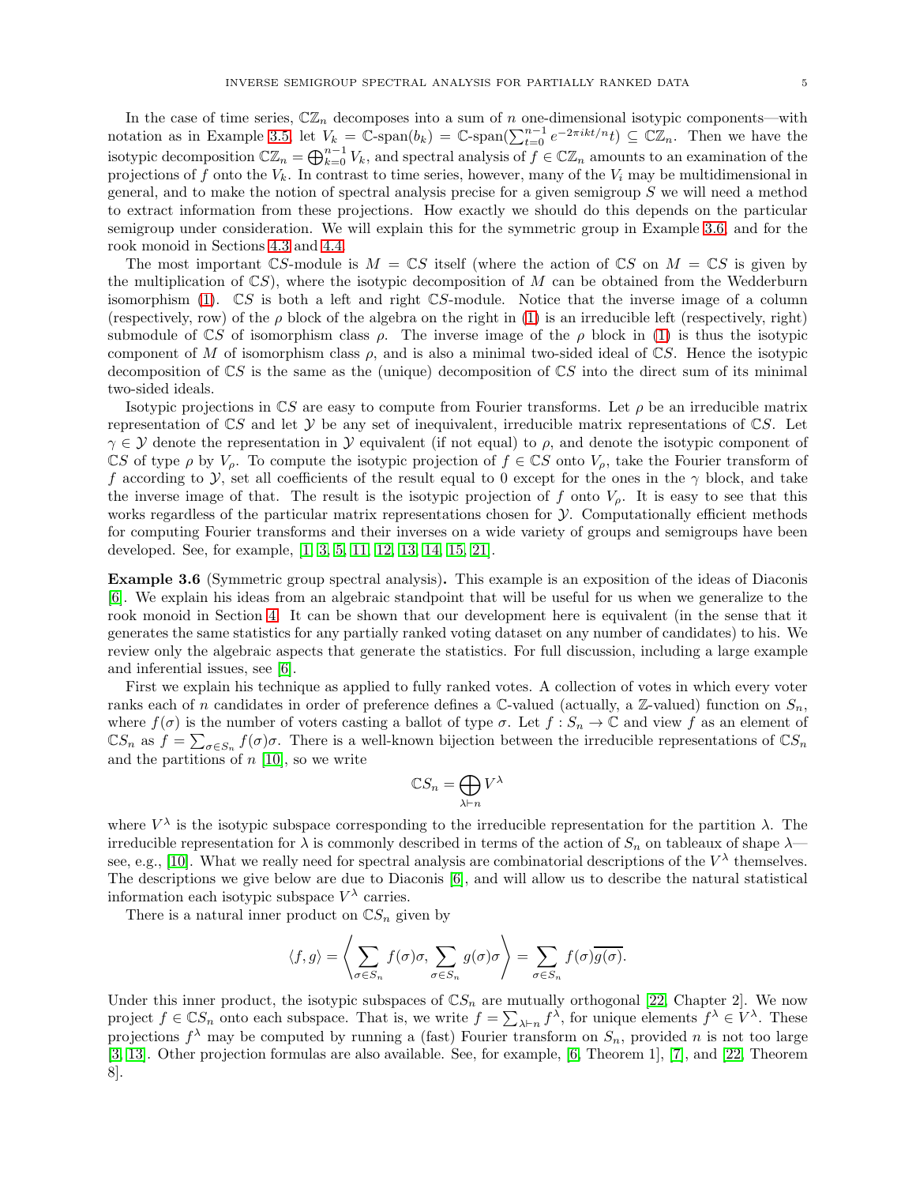In the case of time series, $\mathbb{C}\mathbb{Z}_n$ decomposes into a sum of $n$ one-dimensional isotypic components—with notation as in Example 3.5, let $V_k = \mathbb{C}\text{-span}(b_k) = \mathbb{C}\text{-span}(\sum_{t=0}^{n-1} e^{-2\pi ikt/n}t) \subseteq \mathbb{C}\mathbb{Z}_n$. Then we have the isotypic decomposition $\mathbb{C}\mathbb{Z}_n = \bigoplus_{k=0}^{n-1} V_k$, and spectral analysis of $f \in \mathbb{C}\mathbb{Z}_n$ amounts to an examination of the projections of $f$ onto the $V_k$. In contrast to time series, however, many of the $V_i$ may be multidimensional in general, and to make the notion of spectral analysis precise for a given semigroup $S$ we will need a method to extract information from these projections. How exactly we should do this depends on the particular semigroup under consideration. We will explain this for the symmetric group in Example 3.6, and for the rook monoid in Sections 4.3 and 4.4.

The most important $\mathbb{C}S$-module is $M = \mathbb{C}S$ itself (where the action of $\mathbb{C}S$ on $M = \mathbb{C}S$ is given by the multiplication of $\mathbb{C}S$), where the isotypic decomposition of $M$ can be obtained from the Wedderburn isomorphism (1). $\mathbb{C}S$ is both a left and right $\mathbb{C}S$-module. Notice that the inverse image of a column (respectively, row) of the $\rho$ block of the algebra on the right in (1) is an irreducible left (respectively, right) submodule of $\mathbb{C}S$ of isomorphism class $\rho$. The inverse image of the $\rho$ block in (1) is thus the isotypic component of $M$ of isomorphism class $\rho$, and is also a minimal two-sided ideal of $\mathbb{C}S$. Hence the isotypic decomposition of $\mathbb{C}S$ is the same as the (unique) decomposition of $\mathbb{C}S$ into the direct sum of its minimal two-sided ideals.

Isotypic projections in $\mathbb{C}S$ are easy to compute from Fourier transforms. Let $\rho$ be an irreducible matrix representation of $\mathbb{C}S$ and let $\mathcal{Y}$ be any set of inequivalent, irreducible matrix representations of $\mathbb{C}S$. Let $\gamma \in \mathcal{Y}$ denote the representation in $\mathcal{Y}$ equivalent (if not equal) to $\rho$, and denote the isotypic component of $\mathbb{C}S$ of type $\rho$ by $V_\rho$. To compute the isotypic projection of $f \in \mathbb{C}S$ onto $V_\rho$, take the Fourier transform of $f$ according to $\mathcal{Y}$, set all coefficients of the result equal to 0 except for the ones in the $\gamma$ block, and take the inverse image of that. The result is the isotypic projection of $f$ onto $V_\rho$. It is easy to see that this works regardless of the particular matrix representations chosen for $\mathcal{Y}$. Computationally efficient methods for computing Fourier transforms and their inverses on a wide variety of groups and semigroups have been developed. See, for example, [1, 3, 5, 11, 12, 13, 14, 15, 21].

**Example 3.6** (Symmetric group spectral analysis)**.** This example is an exposition of the ideas of Diaconis [6]. We explain his ideas from an algebraic standpoint that will be useful for us when we generalize to the rook monoid in Section 4. It can be shown that our development here is equivalent (in the sense that it generates the same statistics for any partially ranked voting dataset on any number of candidates) to his. We review only the algebraic aspects that generate the statistics. For full discussion, including a large example and inferential issues, see [6].

First we explain his technique as applied to fully ranked votes. A collection of votes in which every voter ranks each of $n$ candidates in order of preference defines a $\mathbb{C}$-valued (actually, a $\mathbb{Z}$-valued) function on $S_n$, where $f(\sigma)$ is the number of voters casting a ballot of type $\sigma$. Let $f : S_n \to \mathbb{C}$ and view $f$ as an element of $\mathbb{C}S_n$ as $f = \sum_{\sigma \in S_n} f(\sigma)\sigma$. There is a well-known bijection between the irreducible representations of $\mathbb{C}S_n$ and the partitions of $n$ [10], so we write

$$\mathbb{C}S_n = \bigoplus_{\lambda \vdash n} V^\lambda$$

where $V^\lambda$ is the isotypic subspace corresponding to the irreducible representation for the partition $\lambda$. The irreducible representation for $\lambda$ is commonly described in terms of the action of $S_n$ on tableaux of shape $\lambda$—see, e.g., [10]. What we really need for spectral analysis are combinatorial descriptions of the $V^\lambda$ themselves. The descriptions we give below are due to Diaconis [6], and will allow us to describe the natural statistical information each isotypic subspace $V^\lambda$ carries.

There is a natural inner product on $\mathbb{C}S_n$ given by

$$\langle f, g \rangle = \left\langle \sum_{\sigma \in S_n} f(\sigma)\sigma, \sum_{\sigma \in S_n} g(\sigma)\sigma \right\rangle = \sum_{\sigma \in S_n} f(\sigma)\overline{g(\sigma)}.$$

Under this inner product, the isotypic subspaces of $\mathbb{C}S_n$ are mutually orthogonal [22, Chapter 2]. We now project $f \in \mathbb{C}S_n$ onto each subspace. That is, we write $f = \sum_{\lambda \vdash n} f^\lambda$, for unique elements $f^\lambda \in V^\lambda$. These projections $f^\lambda$ may be computed by running a (fast) Fourier transform on $S_n$, provided $n$ is not too large [3, 13]. Other projection formulas are also available. See, for example, [6, Theorem 1], [7], and [22, Theorem 8].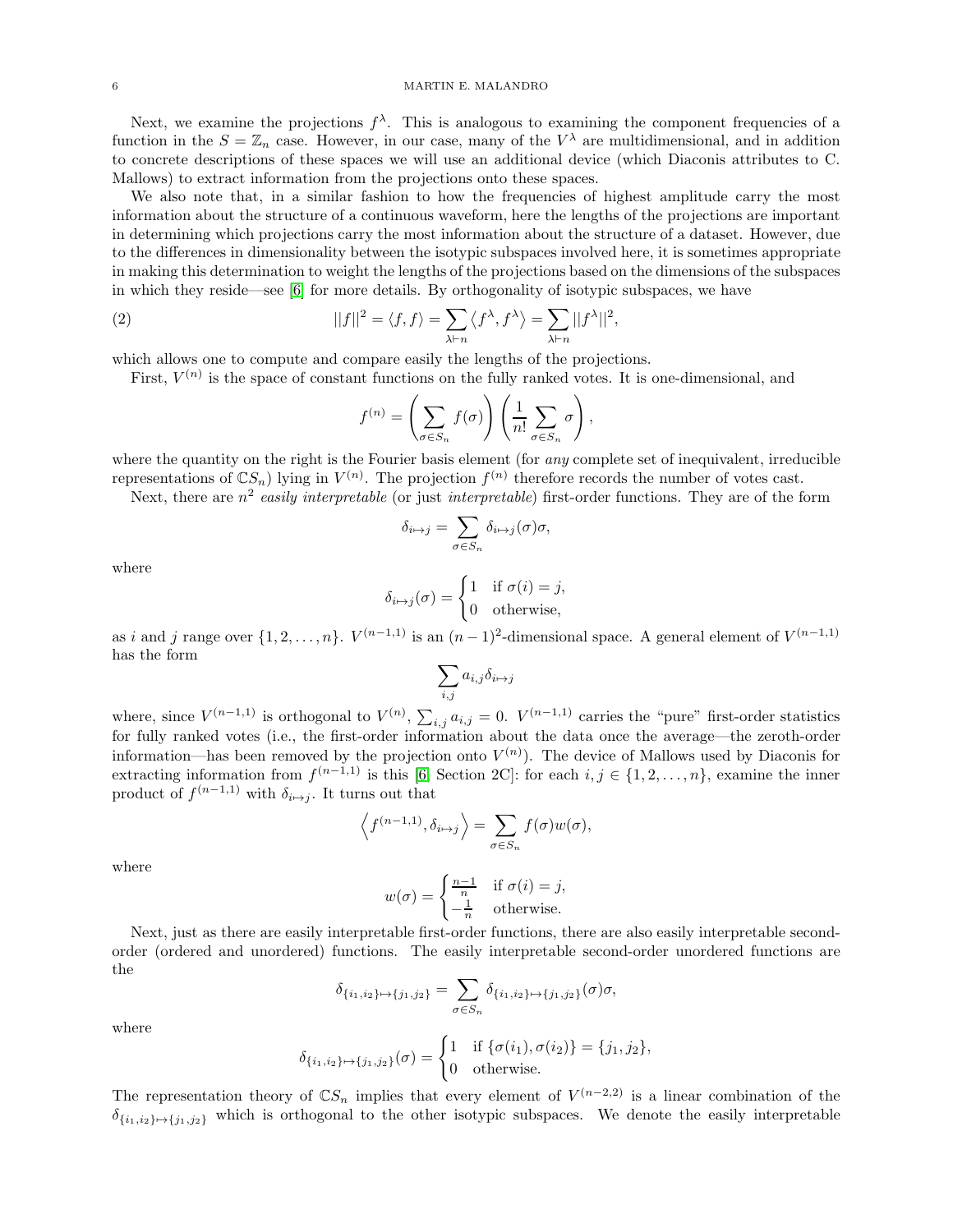Next, we examine the projections $f^\lambda$. This is analogous to examining the component frequencies of a function in the $S = \mathbb{Z}_n$ case. However, in our case, many of the $V^\lambda$ are multidimensional, and in addition to concrete descriptions of these spaces we will use an additional device (which Diaconis attributes to C. Mallows) to extract information from the projections onto these spaces.

We also note that, in a similar fashion to how the frequencies of highest amplitude carry the most information about the structure of a continuous waveform, here the lengths of the projections are important in determining which projections carry the most information about the structure of a dataset. However, due to the differences in dimensionality between the isotypic subspaces involved here, it is sometimes appropriate in making this determination to weight the lengths of the projections based on the dimensions of the subspaces in which they reside—see [6] for more details. By orthogonality of isotypic subspaces, we have

$$||f||^2 = \langle f, f \rangle = \sum_{\lambda \vdash n} \left\langle f^\lambda, f^\lambda \right\rangle = \sum_{\lambda \vdash n} ||f^\lambda||^2, \tag{2}$$

which allows one to compute and compare easily the lengths of the projections.

First, $V^{(n)}$ is the space of constant functions on the fully ranked votes. It is one-dimensional, and

$$f^{(n)} = \left( \sum_{\sigma \in S_n} f(\sigma) \right) \left( \frac{1}{n!} \sum_{\sigma \in S_n} \sigma \right),$$

where the quantity on the right is the Fourier basis element (for *any* complete set of inequivalent, irreducible representations of $\mathbb{C}S_n$) lying in $V^{(n)}$. The projection $f^{(n)}$ therefore records the number of votes cast.

Next, there are $n^2$ *easily interpretable* (or just *interpretable*) first-order functions. They are of the form

$$\delta_{i \mapsto j} = \sum_{\sigma \in S_n} \delta_{i \mapsto j}(\sigma)\sigma,$$

where

$$\delta_{i \mapsto j}(\sigma) = \begin{cases} 1 & \text{if } \sigma(i) = j, \\ 0 & \text{otherwise,} \end{cases}$$

as $i$ and $j$ range over $\{1, 2, \ldots, n\}$. $V^{(n-1,1)}$ is an $(n-1)^2$-dimensional space. A general element of $V^{(n-1,1)}$ has the form

$$\sum_{i,j} a_{i,j} \delta_{i \mapsto j}$$

where, since $V^{(n-1,1)}$ is orthogonal to $V^{(n)}$, $\sum_{i,j} a_{i,j} = 0$. $V^{(n-1,1)}$ carries the "pure" first-order statistics for fully ranked votes (i.e., the first-order information about the data once the average—the zeroth-order information—has been removed by the projection onto $V^{(n)}$). The device of Mallows used by Diaconis for extracting information from $f^{(n-1,1)}$ is this [6, Section 2C]: for each $i, j \in \{1, 2, \ldots, n\}$, examine the inner product of $f^{(n-1,1)}$ with $\delta_{i \mapsto j}$. It turns out that

$$\left\langle f^{(n-1,1)}, \delta_{i \mapsto j} \right\rangle = \sum_{\sigma \in S_n} f(\sigma) w(\sigma),$$

where

$$w(\sigma) = \begin{cases} \frac{n-1}{n} & \text{if } \sigma(i) = j, \\ -\frac{1}{n} & \text{otherwise.} \end{cases}$$

Next, just as there are easily interpretable first-order functions, there are also easily interpretable second-order (ordered and unordered) functions. The easily interpretable second-order unordered functions are the

$$\delta_{\{i_1, i_2\} \mapsto \{j_1, j_2\}} = \sum_{\sigma \in S_n} \delta_{\{i_1, i_2\} \mapsto \{j_1, j_2\}}(\sigma)\sigma,$$

where

$$\delta_{\{i_1, i_2\} \mapsto \{j_1, j_2\}}(\sigma) = \begin{cases} 1 & \text{if } \{\sigma(i_1), \sigma(i_2)\} = \{j_1, j_2\}, \\ 0 & \text{otherwise.} \end{cases}$$

The representation theory of $\mathbb{C}S_n$ implies that every element of $V^{(n-2,2)}$ is a linear combination of the $\delta_{\{i_1, i_2\} \mapsto \{j_1, j_2\}}$ which is orthogonal to the other isotypic subspaces. We denote the easily interpretable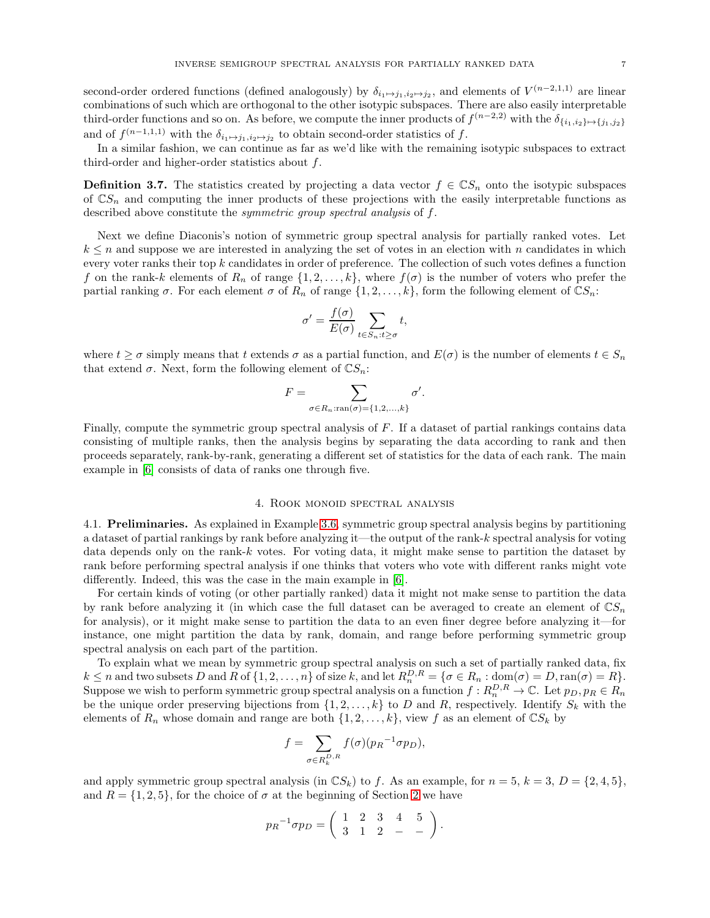second-order ordered functions (defined analogously) by $\delta_{i_1 \mapsto j_1, i_2 \mapsto j_2}$, and elements of $V^{(n-2,1,1)}$ are linear combinations of such which are orthogonal to the other isotypic subspaces. There are also easily interpretable third-order functions and so on. As before, we compute the inner products of $f^{(n-2,2)}$ with the $\delta_{\{i_1,i_2\} \mapsto \{j_1,j_2\}}$ and of $f^{(n-1,1,1)}$ with the $\delta_{i_1 \mapsto j_1, i_2 \mapsto j_2}$ to obtain second-order statistics of $f$.

In a similar fashion, we can continue as far as we'd like with the remaining isotypic subspaces to extract third-order and higher-order statistics about $f$.

**Definition 3.7.** The statistics created by projecting a data vector $f \in \mathbb{C}S_n$ onto the isotypic subspaces of $\mathbb{C}S_n$ and computing the inner products of these projections with the easily interpretable functions as described above constitute the *symmetric group spectral analysis* of $f$.

Next we define Diaconis's notion of symmetric group spectral analysis for partially ranked votes. Let $k \leq n$ and suppose we are interested in analyzing the set of votes in an election with $n$ candidates in which every voter ranks their top $k$ candidates in order of preference. The collection of such votes defines a function $f$ on the rank-$k$ elements of $R_n$ of range $\{1, 2, \ldots, k\}$, where $f(\sigma)$ is the number of voters who prefer the partial ranking $\sigma$. For each element $\sigma$ of $R_n$ of range $\{1, 2, \ldots, k\}$, form the following element of $\mathbb{C}S_n$:

$$\sigma' = \frac{f(\sigma)}{E(\sigma)} \sum_{t \in S_n : t \geq \sigma} t,$$

where $t \geq \sigma$ simply means that $t$ extends $\sigma$ as a partial function, and $E(\sigma)$ is the number of elements $t \in S_n$ that extend $\sigma$. Next, form the following element of $\mathbb{C}S_n$:

$$F = \sum_{\sigma \in R_n : \mathrm{ran}(\sigma) = \{1,2,\ldots,k\}} \sigma'.$$

Finally, compute the symmetric group spectral analysis of $F$. If a dataset of partial rankings contains data consisting of multiple ranks, then the analysis begins by separating the data according to rank and then proceeds separately, rank-by-rank, generating a different set of statistics for the data of each rank. The main example in [6] consists of data of ranks one through five.

## 4. Rook monoid spectral analysis

4.1. **Preliminaries.** As explained in Example 3.6, symmetric group spectral analysis begins by partitioning a dataset of partial rankings by rank before analyzing it—the output of the rank-$k$ spectral analysis for voting data depends only on the rank-$k$ votes. For voting data, it might make sense to partition the dataset by rank before performing spectral analysis if one thinks that voters who vote with different ranks might vote differently. Indeed, this was the case in the main example in [6].

For certain kinds of voting (or other partially ranked) data it might not make sense to partition the data by rank before analyzing it (in which case the full dataset can be averaged to create an element of $\mathbb{C}S_n$ for analysis), or it might make sense to partition the data to an even finer degree before analyzing it—for instance, one might partition the data by rank, domain, and range before performing symmetric group spectral analysis on each part of the partition.

To explain what we mean by symmetric group spectral analysis on such a set of partially ranked data, fix $k \leq n$ and two subsets $D$ and $R$ of $\{1, 2, \ldots, n\}$ of size $k$, and let $R_n^{D,R} = \{\sigma \in R_n : \mathrm{dom}(\sigma) = D, \mathrm{ran}(\sigma) = R\}$. Suppose we wish to perform symmetric group spectral analysis on a function $f : R_n^{D,R} \to \mathbb{C}$. Let $p_D, p_R \in R_n$ be the unique order preserving bijections from $\{1, 2, \ldots, k\}$ to $D$ and $R$, respectively. Identify $S_k$ with the elements of $R_n$ whose domain and range are both $\{1, 2, \ldots, k\}$, view $f$ as an element of $\mathbb{C}S_k$ by

$$f = \sum_{\sigma \in R_k^{D,R}} f(\sigma)({p_R}^{-1} \sigma p_D),$$

and apply symmetric group spectral analysis (in $\mathbb{C}S_k$) to $f$. As an example, for $n = 5$, $k = 3$, $D = \{2, 4, 5\}$, and $R = \{1, 2, 5\}$, for the choice of $\sigma$ at the beginning of Section 2 we have

$${p_R}^{-1} \sigma p_D = \begin{pmatrix} 1 & 2 & 3 & 4 & 5 \\ 3 & 1 & 2 & - & - \end{pmatrix}.$$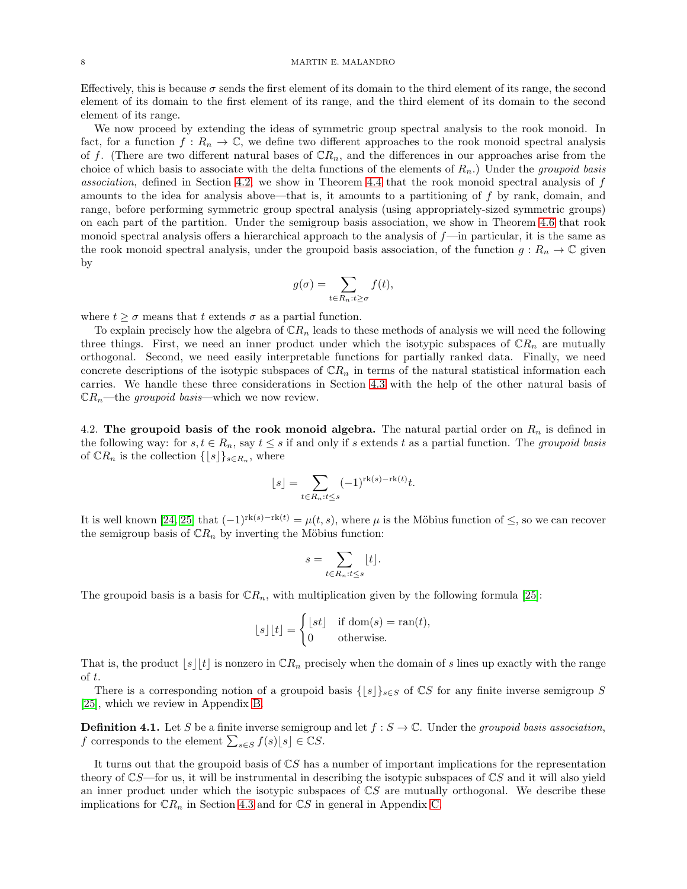Effectively, this is because $\sigma$ sends the first element of its domain to the third element of its range, the second element of its domain to the first element of its range, and the third element of its domain to the second element of its range.

We now proceed by extending the ideas of symmetric group spectral analysis to the rook monoid. In fact, for a function $f : R_n \to \mathbb{C}$, we define two different approaches to the rook monoid spectral analysis of $f$. (There are two different natural bases of $\mathbb{C}R_n$, and the differences in our approaches arise from the choice of which basis to associate with the delta functions of the elements of $R_n$.) Under the *groupoid basis association*, defined in Section 4.2, we show in Theorem 4.4 that the rook monoid spectral analysis of $f$ amounts to the idea for analysis above—that is, it amounts to a partitioning of $f$ by rank, domain, and range, before performing symmetric group spectral analysis (using appropriately-sized symmetric groups) on each part of the partition. Under the semigroup basis association, we show in Theorem 4.6 that rook monoid spectral analysis offers a hierarchical approach to the analysis of $f$—in particular, it is the same as the rook monoid spectral analysis, under the groupoid basis association, of the function $g : R_n \to \mathbb{C}$ given by

$$g(\sigma) = \sum_{t \in R_n : t \geq \sigma} f(t),$$

where $t \geq \sigma$ means that $t$ extends $\sigma$ as a partial function.

To explain precisely how the algebra of $\mathbb{C}R_n$ leads to these methods of analysis we will need the following three things. First, we need an inner product under which the isotypic subspaces of $\mathbb{C}R_n$ are mutually orthogonal. Second, we need easily interpretable functions for partially ranked data. Finally, we need concrete descriptions of the isotypic subspaces of $\mathbb{C}R_n$ in terms of the natural statistical information each carries. We handle these three considerations in Section 4.3 with the help of the other natural basis of $\mathbb{C}R_n$—the *groupoid basis*—which we now review.

## 4.2. The groupoid basis of the rook monoid algebra.

The natural partial order on $R_n$ is defined in the following way: for $s, t \in R_n$, say $t \leq s$ if and only if $s$ extends $t$ as a partial function. The *groupoid basis* of $\mathbb{C}R_n$ is the collection $\{\lfloor s \rfloor\}_{s \in R_n}$, where

$$\lfloor s \rfloor = \sum_{t \in R_n : t \leq s} (-1)^{\mathrm{rk}(s) - \mathrm{rk}(t)} t.$$

It is well known [24, 25] that $(-1)^{\mathrm{rk}(s)-\mathrm{rk}(t)} = \mu(t, s)$, where $\mu$ is the Möbius function of $\leq$, so we can recover the semigroup basis of $\mathbb{C}R_n$ by inverting the Möbius function:

$$s = \sum_{t \in R_n : t \leq s} \lfloor t \rfloor.$$

The groupoid basis is a basis for $\mathbb{C}R_n$, with multiplication given by the following formula [25]:

$$\lfloor s \rfloor \lfloor t \rfloor = \begin{cases} \lfloor st \rfloor & \text{if } \mathrm{dom}(s) = \mathrm{ran}(t), \\ 0 & \text{otherwise.} \end{cases}$$

That is, the product $\lfloor s \rfloor \lfloor t \rfloor$ is nonzero in $\mathbb{C}R_n$ precisely when the domain of $s$ lines up exactly with the range of $t$.

There is a corresponding notion of a groupoid basis $\{\lfloor s \rfloor\}_{s \in S}$ of $\mathbb{C}S$ for any finite inverse semigroup $S$ [25], which we review in Appendix B.

**Definition 4.1.** Let $S$ be a finite inverse semigroup and let $f : S \to \mathbb{C}$. Under the *groupoid basis association*, $f$ corresponds to the element $\sum_{s \in S} f(s) \lfloor s \rfloor \in \mathbb{C}S$.

It turns out that the groupoid basis of $\mathbb{C}S$ has a number of important implications for the representation theory of $\mathbb{C}S$—for us, it will be instrumental in describing the isotypic subspaces of $\mathbb{C}S$ and it will also yield an inner product under which the isotypic subspaces of $\mathbb{C}S$ are mutually orthogonal. We describe these implications for $\mathbb{C}R_n$ in Section 4.3 and for $\mathbb{C}S$ in general in Appendix C.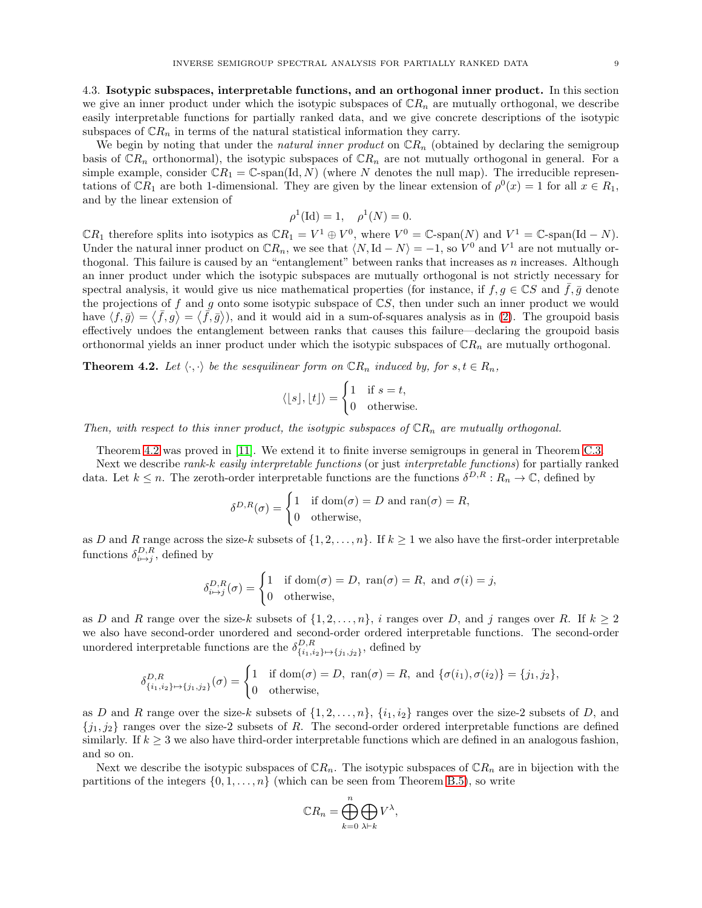### 4.3. Isotypic subspaces, interpretable functions, and an orthogonal inner product.

In this section we give an inner product under which the isotypic subspaces of $\mathbb{C}R_n$ are mutually orthogonal, we describe easily interpretable functions for partially ranked data, and we give concrete descriptions of the isotypic subspaces of $\mathbb{C}R_n$ in terms of the natural statistical information they carry.

We begin by noting that under the *natural inner product* on $\mathbb{C}R_n$ (obtained by declaring the semigroup basis of $\mathbb{C}R_n$ orthonormal), the isotypic subspaces of $\mathbb{C}R_n$ are not mutually orthogonal in general. For a simple example, consider $\mathbb{C}R_1 = \mathbb{C}\text{-span}(\text{Id}, N)$ (where $N$ denotes the null map). The irreducible representations of $\mathbb{C}R_1$ are both 1-dimensional. They are given by the linear extension of $\rho^0(x) = 1$ for all $x \in R_1$, and by the linear extension of

$$\rho^1(\text{Id}) = 1, \quad \rho^1(N) = 0.$$

$\mathbb{C}R_1$ therefore splits into isotypics as $\mathbb{C}R_1 = V^1 \oplus V^0$, where $V^0 = \mathbb{C}\text{-span}(N)$ and $V^1 = \mathbb{C}\text{-span}(\text{Id} - N)$. Under the natural inner product on $\mathbb{C}R_n$, we see that $\langle N, \text{Id} - N\rangle = -1$, so $V^0$ and $V^1$ are not mutually orthogonal. This failure is caused by an "entanglement" between ranks that increases as $n$ increases. Although an inner product under which the isotypic subspaces are mutually orthogonal is not strictly necessary for spectral analysis, it would give us nice mathematical properties (for instance, if $f, g \in \mathbb{C}S$ and $\bar{f}, \bar{g}$ denote the projections of $f$ and $g$ onto some isotypic subspace of $\mathbb{C}S$, then under such an inner product we would have $\langle f, \bar{g}\rangle = \langle \bar{f}, g\rangle = \langle \bar{f}, \bar{g}\rangle$), and it would aid in a sum-of-squares analysis as in (2). The groupoid basis effectively undoes the entanglement between ranks that causes this failure—declaring the groupoid basis orthonormal yields an inner product under which the isotypic subspaces of $\mathbb{C}R_n$ are mutually orthogonal.

**Theorem 4.2.** *Let $\langle \cdot, \cdot \rangle$ be the sesquilinear form on $\mathbb{C}R_n$ induced by, for $s, t \in R_n$,*

$$\langle \lfloor s \rfloor, \lfloor t \rfloor \rangle = \begin{cases} 1 & \text{if } s = t, \\ 0 & \text{otherwise.} \end{cases}$$

*Then, with respect to this inner product, the isotypic subspaces of $\mathbb{C}R_n$ are mutually orthogonal.*

Theorem 4.2 was proved in [11]. We extend it to finite inverse semigroups in general in Theorem C.3.

Next we describe *rank-$k$ easily interpretable functions* (or just *interpretable functions*) for partially ranked data. Let $k \leq n$. The zeroth-order interpretable functions are the functions $\delta^{D,R} : R_n \to \mathbb{C}$, defined by

$$\delta^{D,R}(\sigma) = \begin{cases} 1 & \text{if } \text{dom}(\sigma) = D \text{ and } \text{ran}(\sigma) = R, \\ 0 & \text{otherwise,} \end{cases}$$

as $D$ and $R$ range across the size-$k$ subsets of $\{1, 2, \ldots, n\}$. If $k \geq 1$ we also have the first-order interpretable functions $\delta^{D,R}_{i \mapsto j}$, defined by

$$\delta^{D,R}_{i \mapsto j}(\sigma) = \begin{cases} 1 & \text{if } \text{dom}(\sigma) = D, \ \text{ran}(\sigma) = R, \text{ and } \sigma(i) = j, \\ 0 & \text{otherwise,} \end{cases}$$

as $D$ and $R$ range over the size-$k$ subsets of $\{1, 2, \ldots, n\}$, $i$ ranges over $D$, and $j$ ranges over $R$. If $k \geq 2$ we also have second-order unordered and second-order ordered interpretable functions. The second-order unordered interpretable functions are the $\delta^{D,R}_{\{i_1,i_2\} \mapsto \{j_1,j_2\}}$, defined by

$$\delta^{D,R}_{\{i_1,i_2\} \mapsto \{j_1,j_2\}}(\sigma) = \begin{cases} 1 & \text{if } \text{dom}(\sigma) = D, \ \text{ran}(\sigma) = R, \text{ and } \{\sigma(i_1), \sigma(i_2)\} = \{j_1, j_2\}, \\ 0 & \text{otherwise,} \end{cases}$$

as $D$ and $R$ range over the size-$k$ subsets of $\{1, 2, \ldots, n\}$, $\{i_1, i_2\}$ ranges over the size-2 subsets of $D$, and $\{j_1, j_2\}$ ranges over the size-2 subsets of $R$. The second-order ordered interpretable functions are defined similarly. If $k \geq 3$ we also have third-order interpretable functions which are defined in an analogous fashion, and so on.

Next we describe the isotypic subspaces of $\mathbb{C}R_n$. The isotypic subspaces of $\mathbb{C}R_n$ are in bijection with the partitions of the integers $\{0, 1, \ldots, n\}$ (which can be seen from Theorem B.5), so write

$$\mathbb{C}R_n = \bigoplus_{k=0}^{n} \bigoplus_{\lambda \vdash k} V^\lambda,$$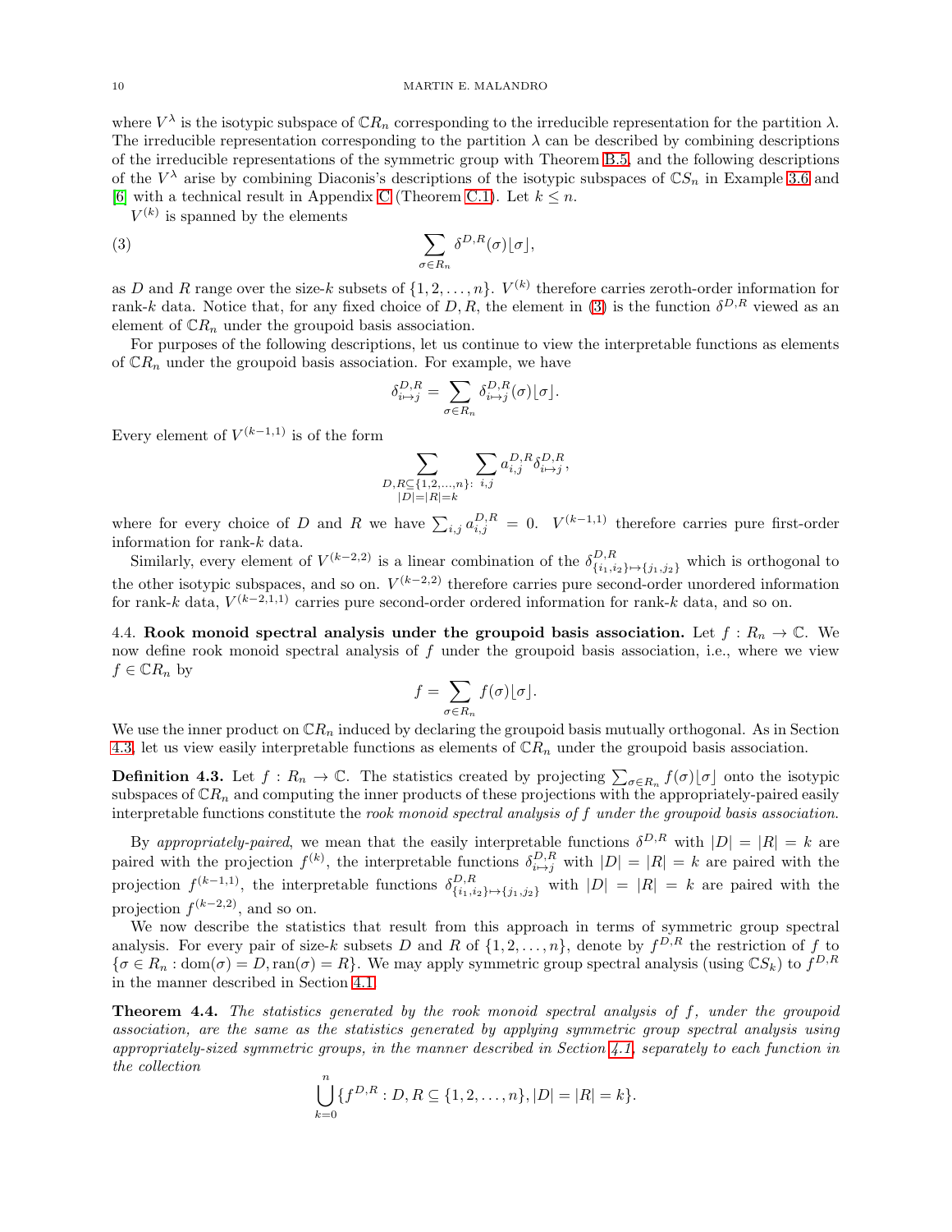where $V^\lambda$ is the isotypic subspace of $\mathbb{C}R_n$ corresponding to the irreducible representation for the partition $\lambda$. The irreducible representation corresponding to the partition $\lambda$ can be described by combining descriptions of the irreducible representations of the symmetric group with Theorem B.5, and the following descriptions of the $V^\lambda$ arise by combining Diaconis's descriptions of the isotypic subspaces of $\mathbb{C}S_n$ in Example 3.6 and [6] with a technical result in Appendix C (Theorem C.1). Let $k \leq n$.

$V^{(k)}$ is spanned by the elements

$$\sum_{\sigma \in R_n} \delta^{D,R}(\sigma)\lfloor \sigma \rfloor, \tag{3}$$

as $D$ and $R$ range over the size-$k$ subsets of $\{1, 2, \ldots, n\}$. $V^{(k)}$ therefore carries zeroth-order information for rank-$k$ data. Notice that, for any fixed choice of $D, R$, the element in (3) is the function $\delta^{D,R}$ viewed as an element of $\mathbb{C}R_n$ under the groupoid basis association.

For purposes of the following descriptions, let us continue to view the interpretable functions as elements of $\mathbb{C}R_n$ under the groupoid basis association. For example, we have

$$\delta^{D,R}_{i \mapsto j} = \sum_{\sigma \in R_n} \delta^{D,R}_{i \mapsto j}(\sigma)\lfloor \sigma \rfloor.$$

Every element of $V^{(k-1,1)}$ is of the form

$$\sum_{\substack{D,R \subseteq \{1,2,\ldots,n\}: \\ |D|=|R|=k}} \sum_{i,j} a^{D,R}_{i,j} \delta^{D,R}_{i \mapsto j},$$

where for every choice of $D$ and $R$ we have $\sum_{i,j} a^{D,R}_{i,j} = 0$. $V^{(k-1,1)}$ therefore carries pure first-order information for rank-$k$ data.

Similarly, every element of $V^{(k-2,2)}$ is a linear combination of the $\delta^{D,R}_{\{i_1,i_2\} \mapsto \{j_1,j_2\}}$ which is orthogonal to the other isotypic subspaces, and so on. $V^{(k-2,2)}$ therefore carries pure second-order unordered information for rank-$k$ data, $V^{(k-2,1,1)}$ carries pure second-order ordered information for rank-$k$ data, and so on.

**4.4. Rook monoid spectral analysis under the groupoid basis association.** Let $f : R_n \to \mathbb{C}$. We now define rook monoid spectral analysis of $f$ under the groupoid basis association, i.e., where we view $f \in \mathbb{C}R_n$ by

$$f = \sum_{\sigma \in R_n} f(\sigma)\lfloor \sigma \rfloor.$$

We use the inner product on $\mathbb{C}R_n$ induced by declaring the groupoid basis mutually orthogonal. As in Section 4.3, let us view easily interpretable functions as elements of $\mathbb{C}R_n$ under the groupoid basis association.

**Definition 4.3.** Let $f : R_n \to \mathbb{C}$. The statistics created by projecting $\sum_{\sigma \in R_n} f(\sigma)\lfloor \sigma \rfloor$ onto the isotypic subspaces of $\mathbb{C}R_n$ and computing the inner products of these projections with the appropriately-paired easily interpretable functions constitute the *rook monoid spectral analysis of $f$ under the groupoid basis association*.

By *appropriately-paired*, we mean that the easily interpretable functions $\delta^{D,R}$ with $|D| = |R| = k$ are paired with the projection $f^{(k)}$, the interpretable functions $\delta^{D,R}_{i \mapsto j}$ with $|D| = |R| = k$ are paired with the projection $f^{(k-1,1)}$, the interpretable functions $\delta^{D,R}_{\{i_1,i_2\} \mapsto \{j_1,j_2\}}$ with $|D| = |R| = k$ are paired with the projection $f^{(k-2,2)}$, and so on.

We now describe the statistics that result from this approach in terms of symmetric group spectral analysis. For every pair of size-$k$ subsets $D$ and $R$ of $\{1, 2, \ldots, n\}$, denote by $f^{D,R}$ the restriction of $f$ to $\{\sigma \in R_n : \mathrm{dom}(\sigma) = D, \mathrm{ran}(\sigma) = R\}$. We may apply symmetric group spectral analysis (using $\mathbb{C}S_k$) to $f^{D,R}$ in the manner described in Section 4.1.

**Theorem 4.4.** *The statistics generated by the rook monoid spectral analysis of $f$, under the groupoid association, are the same as the statistics generated by applying symmetric group spectral analysis using appropriately-sized symmetric groups, in the manner described in Section 4.1, separately to each function in the collection*

$$\bigcup_{k=0}^{n} \{f^{D,R} : D, R \subseteq \{1, 2, \ldots, n\}, |D| = |R| = k\}.$$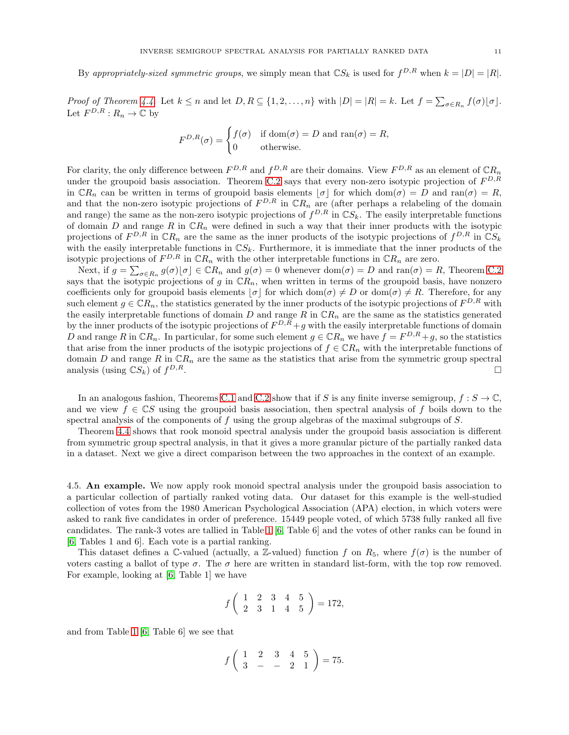By *appropriately-sized symmetric groups*, we simply mean that $\mathbb{C}S_k$ is used for $f^{D,R}$ when $k = |D| = |R|$.

*Proof of Theorem 4.4.* Let $k \leq n$ and let $D, R \subseteq \{1, 2, \ldots, n\}$ with $|D| = |R| = k$. Let $f = \sum_{\sigma \in R_n} f(\sigma)\lfloor \sigma \rfloor$. Let $F^{D,R} : R_n \to \mathbb{C}$ by

$$F^{D,R}(\sigma) = \begin{cases} f(\sigma) & \text{if } \operatorname{dom}(\sigma) = D \text{ and } \operatorname{ran}(\sigma) = R, \\ 0 & \text{otherwise.} \end{cases}$$

For clarity, the only difference between $F^{D,R}$ and $f^{D,R}$ are their domains. View $F^{D,R}$ as an element of $\mathbb{C}R_n$ under the groupoid basis association. Theorem C.2 says that every non-zero isotypic projection of $F^{D,R}$ in $\mathbb{C}R_n$ can be written in terms of groupoid basis elements $\lfloor \sigma \rfloor$ for which $\operatorname{dom}(\sigma) = D$ and $\operatorname{ran}(\sigma) = R$, and that the non-zero isotypic projections of $F^{D,R}$ in $\mathbb{C}R_n$ are (after perhaps a relabeling of the domain and range) the same as the non-zero isotypic projections of $f^{D,R}$ in $\mathbb{C}S_k$. The easily interpretable functions of domain $D$ and range $R$ in $\mathbb{C}R_n$ were defined in such a way that their inner products with the isotypic projections of $F^{D,R}$ in $\mathbb{C}R_n$ are the same as the inner products of the isotypic projections of $f^{D,R}$ in $\mathbb{C}S_k$ with the easily interpretable functions in $\mathbb{C}S_k$. Furthermore, it is immediate that the inner products of the isotypic projections of $F^{D,R}$ in $\mathbb{C}R_n$ with the other interpretable functions in $\mathbb{C}R_n$ are zero.

Next, if $g = \sum_{\sigma \in R_n} g(\sigma)\lfloor \sigma \rfloor \in \mathbb{C}R_n$ and $g(\sigma) = 0$ whenever $\operatorname{dom}(\sigma) = D$ and $\operatorname{ran}(\sigma) = R$, Theorem C.2 says that the isotypic projections of $g$ in $\mathbb{C}R_n$, when written in terms of the groupoid basis, have nonzero coefficients only for groupoid basis elements $\lfloor \sigma \rfloor$ for which $\operatorname{dom}(\sigma) \neq D$ or $\operatorname{dom}(\sigma) \neq R$. Therefore, for any such element $g \in \mathbb{C}R_n$, the statistics generated by the inner products of the isotypic projections of $F^{D,R}$ with the easily interpretable functions of domain $D$ and range $R$ in $\mathbb{C}R_n$ are the same as the statistics generated by the inner products of the isotypic projections of $F^{D,R} + g$ with the easily interpretable functions of domain $D$ and range $R$ in $\mathbb{C}R_n$. In particular, for some such element $g \in \mathbb{C}R_n$ we have $f = F^{D,R} + g$, so the statistics that arise from the inner products of the isotypic projections of $f \in \mathbb{C}R_n$ with the interpretable functions of domain $D$ and range $R$ in $\mathbb{C}R_n$ are the same as the statistics that arise from the symmetric group spectral analysis (using $\mathbb{C}S_k$) of $f^{D,R}$. $\square$

In an analogous fashion, Theorems C.1 and C.2 show that if $S$ is any finite inverse semigroup, $f : S \to \mathbb{C}$, and we view $f \in \mathbb{C}S$ using the groupoid basis association, then spectral analysis of $f$ boils down to the spectral analysis of the components of $f$ using the group algebras of the maximal subgroups of $S$.

Theorem 4.4 shows that rook monoid spectral analysis under the groupoid basis association is different from symmetric group spectral analysis, in that it gives a more granular picture of the partially ranked data in a dataset. Next we give a direct comparison between the two approaches in the context of an example.

**4.5. An example.** We now apply rook monoid spectral analysis under the groupoid basis association to a particular collection of partially ranked voting data. Our dataset for this example is the well-studied collection of votes from the 1980 American Psychological Association (APA) election, in which voters were asked to rank five candidates in order of preference. 15449 people voted, of which 5738 fully ranked all five candidates. The rank-3 votes are tallied in Table 1 [6, Table 6] and the votes of other ranks can be found in [6, Tables 1 and 6]. Each vote is a partial ranking.

This dataset defines a $\mathbb{C}$-valued (actually, a $\mathbb{Z}$-valued) function $f$ on $R_5$, where $f(\sigma)$ is the number of voters casting a ballot of type $\sigma$. The $\sigma$ here are written in standard list-form, with the top row removed. For example, looking at [6, Table 1] we have

$$f\begin{pmatrix} 1 & 2 & 3 & 4 & 5 \\ 2 & 3 & 1 & 4 & 5 \end{pmatrix} = 172,$$

and from Table 1 [6, Table 6] we see that

$$f\begin{pmatrix} 1 & 2 & 3 & 4 & 5 \\ 3 & - & - & 2 & 1 \end{pmatrix} = 75.$$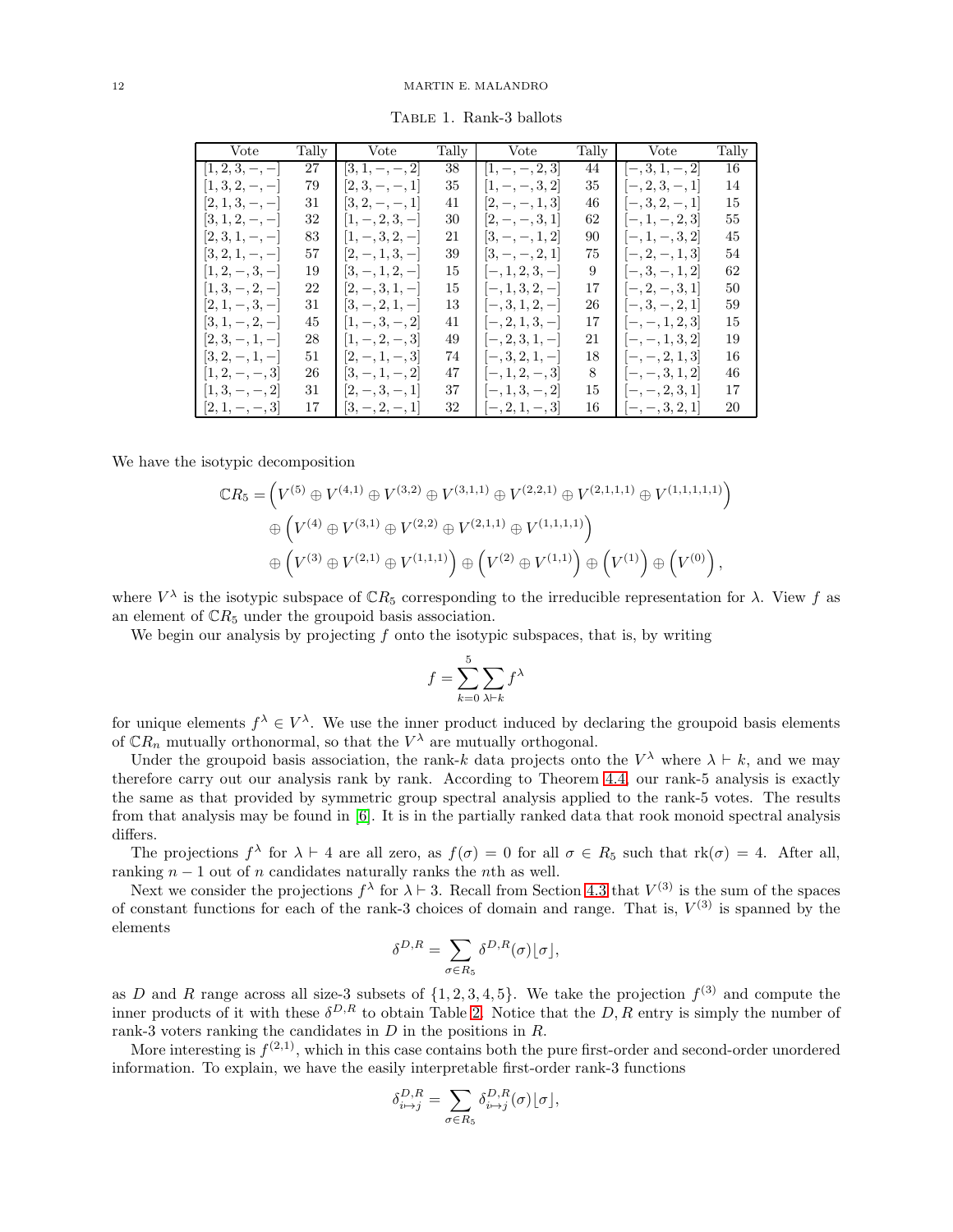Table 1. Rank-3 ballots

| Vote | Tally | Vote | Tally | Vote | Tally | Vote | Tally |
|---|---|---|---|---|---|---|---|
| $[1,2,3,-,-]$ | 27 | $[3,1,-,-,2]$ | 38 | $[1,-,-,2,3]$ | 44 | $[-,3,1,-,2]$ | 16 |
| $[1,3,2,-,-]$ | 79 | $[2,3,-,-,1]$ | 35 | $[1,-,-,3,2]$ | 35 | $[-,2,3,-,1]$ | 14 |
| $[2,1,3,-,-]$ | 31 | $[3,2,-,-,1]$ | 41 | $[2,-,-,1,3]$ | 46 | $[-,3,2,-,1]$ | 15 |
| $[3,1,2,-,-]$ | 32 | $[1,-,2,3,-]$ | 30 | $[2,-,-,3,1]$ | 62 | $[-,1,-,2,3]$ | 55 |
| $[2,3,1,-,-]$ | 83 | $[1,-,3,2,-]$ | 21 | $[3,-,-,1,2]$ | 90 | $[-,1,-,3,2]$ | 45 |
| $[3,2,1,-,-]$ | 57 | $[2,-,1,3,-]$ | 39 | $[3,-,-,2,1]$ | 75 | $[-,2,-,1,3]$ | 54 |
| $[1,2,-,3,-]$ | 19 | $[3,-,1,2,-]$ | 15 | $[-,1,2,3,-]$ | 9 | $[-,3,-,1,2]$ | 62 |
| $[1,3,-,2,-]$ | 22 | $[2,-,3,1,-]$ | 15 | $[-,1,3,2,-]$ | 17 | $[-,2,-,3,1]$ | 50 |
| $[2,1,-,3,-]$ | 31 | $[3,-,2,1,-]$ | 13 | $[-,3,1,2,-]$ | 26 | $[-,3,-,2,1]$ | 59 |
| $[3,1,-,2,-]$ | 45 | $[1,-,3,-,2]$ | 41 | $[-,2,1,3,-]$ | 17 | $[-,-,1,2,3]$ | 15 |
| $[2,3,-,1,-]$ | 28 | $[1,-,2,-,3]$ | 49 | $[-,2,3,1,-]$ | 21 | $[-,-,1,3,2]$ | 19 |
| $[3,2,-,1,-]$ | 51 | $[2,-,1,-,3]$ | 74 | $[-,3,2,1,-]$ | 18 | $[-,-,2,1,3]$ | 16 |
| $[1,2,-,-,3]$ | 26 | $[3,-,1,-,2]$ | 47 | $[-,1,2,-,3]$ | 8 | $[-,-,3,1,2]$ | 46 |
| $[1,3,-,-,2]$ | 31 | $[2,-,3,-,1]$ | 37 | $[-,1,3,-,2]$ | 15 | $[-,-,2,3,1]$ | 17 |
| $[2,1,-,-,3]$ | 17 | $[3,-,2,-,1]$ | 32 | $[-,2,1,-,3]$ | 16 | $[-,-,3,2,1]$ | 20 |

We have the isotypic decomposition

$$\mathbb{C}R_5 = \left(V^{(5)} \oplus V^{(4,1)} \oplus V^{(3,2)} \oplus V^{(3,1,1)} \oplus V^{(2,2,1)} \oplus V^{(2,1,1,1)} \oplus V^{(1,1,1,1,1)}\right)$$
$$\oplus \left(V^{(4)} \oplus V^{(3,1)} \oplus V^{(2,2)} \oplus V^{(2,1,1)} \oplus V^{(1,1,1,1)}\right)$$
$$\oplus \left(V^{(3)} \oplus V^{(2,1)} \oplus V^{(1,1,1)}\right) \oplus \left(V^{(2)} \oplus V^{(1,1)}\right) \oplus \left(V^{(1)}\right) \oplus \left(V^{(0)}\right),$$

where $V^\lambda$ is the isotypic subspace of $\mathbb{C}R_5$ corresponding to the irreducible representation for $\lambda$. View $f$ as an element of $\mathbb{C}R_5$ under the groupoid basis association.

We begin our analysis by projecting $f$ onto the isotypic subspaces, that is, by writing

$$f = \sum_{k=0}^{5} \sum_{\lambda \vdash k} f^\lambda$$

for unique elements $f^\lambda \in V^\lambda$. We use the inner product induced by declaring the groupoid basis elements of $\mathbb{C}R_n$ mutually orthonormal, so that the $V^\lambda$ are mutually orthogonal.

Under the groupoid basis association, the rank-$k$ data projects onto the $V^\lambda$ where $\lambda \vdash k$, and we may therefore carry out our analysis rank by rank. According to Theorem 4.4, our rank-5 analysis is exactly the same as that provided by symmetric group spectral analysis applied to the rank-5 votes. The results from that analysis may be found in [6]. It is in the partially ranked data that rook monoid spectral analysis differs.

The projections $f^\lambda$ for $\lambda \vdash 4$ are all zero, as $f(\sigma) = 0$ for all $\sigma \in R_5$ such that $\text{rk}(\sigma) = 4$. After all, ranking $n-1$ out of $n$ candidates naturally ranks the $n$th as well.

Next we consider the projections $f^\lambda$ for $\lambda \vdash 3$. Recall from Section 4.3 that $V^{(3)}$ is the sum of the spaces of constant functions for each of the rank-3 choices of domain and range. That is, $V^{(3)}$ is spanned by the elements

$$\delta^{D,R} = \sum_{\sigma \in R_5} \delta^{D,R}(\sigma) \lfloor \sigma \rfloor,$$

as $D$ and $R$ range across all size-3 subsets of $\{1,2,3,4,5\}$. We take the projection $f^{(3)}$ and compute the inner products of it with these $\delta^{D,R}$ to obtain Table 2. Notice that the $D, R$ entry is simply the number of rank-3 voters ranking the candidates in $D$ in the positions in $R$.

More interesting is $f^{(2,1)}$, which in this case contains both the pure first-order and second-order unordered information. To explain, we have the easily interpretable first-order rank-3 functions

$$\delta^{D,R}_{i \mapsto j} = \sum_{\sigma \in R_5} \delta^{D,R}_{i \mapsto j}(\sigma) \lfloor \sigma \rfloor,$$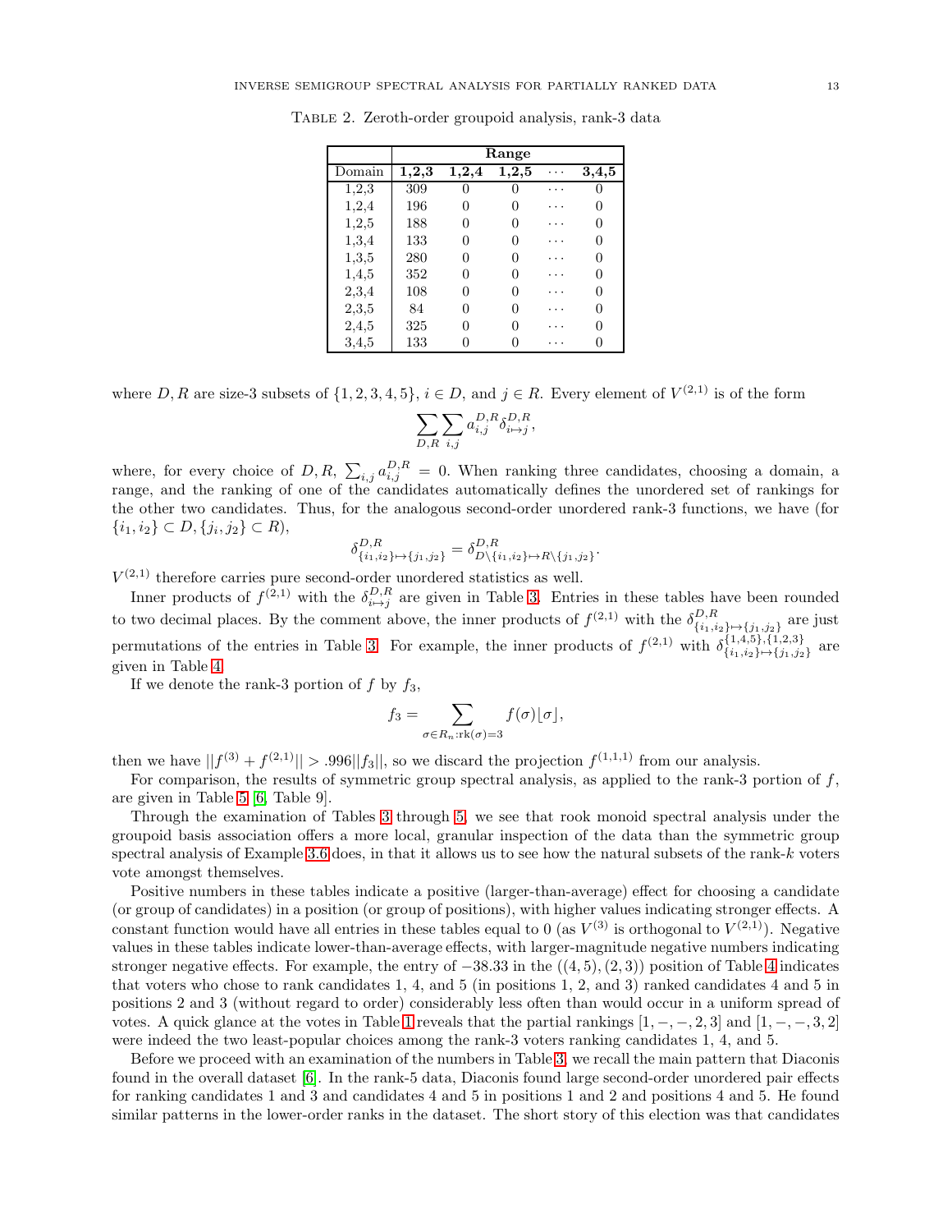Table 2. Zeroth-order groupoid analysis, rank-3 data

| | **Range** | | | | |
|---|---|---|---|---|---|
| Domain | **1,2,3** | **1,2,4** | **1,2,5** | $\cdots$ | **3,4,5** |
| 1,2,3 | 309 | 0 | 0 | $\cdots$ | 0 |
| 1,2,4 | 196 | 0 | 0 | $\cdots$ | 0 |
| 1,2,5 | 188 | 0 | 0 | $\cdots$ | 0 |
| 1,3,4 | 133 | 0 | 0 | $\cdots$ | 0 |
| 1,3,5 | 280 | 0 | 0 | $\cdots$ | 0 |
| 1,4,5 | 352 | 0 | 0 | $\cdots$ | 0 |
| 2,3,4 | 108 | 0 | 0 | $\cdots$ | 0 |
| 2,3,5 | 84 | 0 | 0 | $\cdots$ | 0 |
| 2,4,5 | 325 | 0 | 0 | $\cdots$ | 0 |
| 3,4,5 | 133 | 0 | 0 | $\cdots$ | 0 |

where $D, R$ are size-3 subsets of $\{1,2,3,4,5\}$, $i \in D$, and $j \in R$. Every element of $V^{(2,1)}$ is of the form

$$\sum_{D,R} \sum_{i,j} a_{i,j}^{D,R} \delta_{i \mapsto j}^{D,R},$$

where, for every choice of $D, R$, $\sum_{i,j} a_{i,j}^{D,R} = 0$. When ranking three candidates, choosing a domain, a range, and the ranking of one of the candidates automatically defines the unordered set of rankings for the other two candidates. Thus, for the analogous second-order unordered rank-3 functions, we have (for $\{i_1, i_2\} \subset D, \{j_i, j_2\} \subset R$),

$$\delta_{\{i_1,i_2\} \mapsto \{j_1,j_2\}}^{D,R} = \delta_{D \setminus \{i_1,i_2\} \mapsto R \setminus \{j_1,j_2\}}^{D,R}.$$

$V^{(2,1)}$ therefore carries pure second-order unordered statistics as well.

Inner products of $f^{(2,1)}$ with the $\delta_{i \mapsto j}^{D,R}$ are given in Table 3. Entries in these tables have been rounded to two decimal places. By the comment above, the inner products of $f^{(2,1)}$ with the $\delta_{\{i_1,i_2\} \mapsto \{j_1,j_2\}}^{D,R}$ are just permutations of the entries in Table 3. For example, the inner products of $f^{(2,1)}$ with $\delta_{\{i_1,i_2\} \mapsto \{j_1,j_2\}}^{\{1,4,5\},\{1,2,3\}}$ are given in Table 4.

If we denote the rank-3 portion of $f$ by $f_3$,

$$f_3 = \sum_{\sigma \in R_n : \mathrm{rk}(\sigma)=3} f(\sigma) \lfloor \sigma \rfloor,$$

then we have $||f^{(3)} + f^{(2,1)}|| > .996||f_3||$, so we discard the projection $f^{(1,1,1)}$ from our analysis.

For comparison, the results of symmetric group spectral analysis, as applied to the rank-3 portion of $f$, are given in Table 5 [6, Table 9].

Through the examination of Tables 3 through 5, we see that rook monoid spectral analysis under the groupoid basis association offers a more local, granular inspection of the data than the symmetric group spectral analysis of Example 3.6 does, in that it allows us to see how the natural subsets of the rank-$k$ voters vote amongst themselves.

Positive numbers in these tables indicate a positive (larger-than-average) effect for choosing a candidate (or group of candidates) in a position (or group of positions), with higher values indicating stronger effects. A constant function would have all entries in these tables equal to 0 (as $V^{(3)}$ is orthogonal to $V^{(2,1)}$). Negative values in these tables indicate lower-than-average effects, with larger-magnitude negative numbers indicating stronger negative effects. For example, the entry of $-38.33$ in the $((4,5),(2,3))$ position of Table 4 indicates that voters who chose to rank candidates 1, 4, and 5 (in positions 1, 2, and 3) ranked candidates 4 and 5 in positions 2 and 3 (without regard to order) considerably less often than would occur in a uniform spread of votes. A quick glance at the votes in Table 1 reveals that the partial rankings $[1,-,-,2,3]$ and $[1,-,-,3,2]$ were indeed the two least-popular choices among the rank-3 voters ranking candidates 1, 4, and 5.

Before we proceed with an examination of the numbers in Table 3, we recall the main pattern that Diaconis found in the overall dataset [6]. In the rank-5 data, Diaconis found large second-order unordered pair effects for ranking candidates 1 and 3 and candidates 4 and 5 in positions 1 and 2 and positions 4 and 5. He found similar patterns in the lower-order ranks in the dataset. The short story of this election was that candidates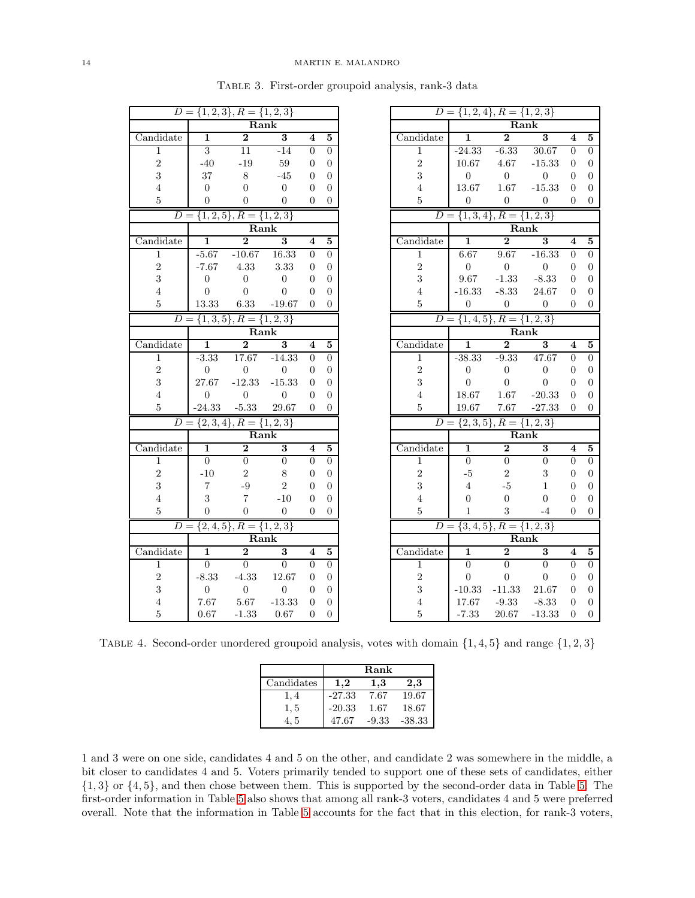Table 3. First-order groupoid analysis, rank-3 data

| $D=\{1,2,3\}, R=\{1,2,3\}$ | | | | | |
|---|---|---|---|---|---|
| | **Rank** | | | | |
| Candidate | **1** | **2** | **3** | **4** | **5** |
| 1 | 3 | 11 | -14 | 0 | 0 |
| 2 | -40 | -19 | 59 | 0 | 0 |
| 3 | 37 | 8 | -45 | 0 | 0 |
| 4 | 0 | 0 | 0 | 0 | 0 |
| 5 | 0 | 0 | 0 | 0 | 0 |

| $D=\{1,2,4\}, R=\{1,2,3\}$ | | | | | |
|---|---|---|---|---|---|
| | **Rank** | | | | |
| Candidate | **1** | **2** | **3** | **4** | **5** |
| 1 | -24.33 | -6.33 | 30.67 | 0 | 0 |
| 2 | 10.67 | 4.67 | -15.33 | 0 | 0 |
| 3 | 0 | 0 | 0 | 0 | 0 |
| 4 | 13.67 | 1.67 | -15.33 | 0 | 0 |
| 5 | 0 | 0 | 0 | 0 | 0 |

| $D=\{1,2,5\}, R=\{1,2,3\}$ | | | | | |
|---|---|---|---|---|---|
| | **Rank** | | | | |
| Candidate | **1** | **2** | **3** | **4** | **5** |
| 1 | -5.67 | -10.67 | 16.33 | 0 | 0 |
| 2 | -7.67 | 4.33 | 3.33 | 0 | 0 |
| 3 | 0 | 0 | 0 | 0 | 0 |
| 4 | 0 | 0 | 0 | 0 | 0 |
| 5 | 13.33 | 6.33 | -19.67 | 0 | 0 |

| $D=\{1,3,4\}, R=\{1,2,3\}$ | | | | | |
|---|---|---|---|---|---|
| | **Rank** | | | | |
| Candidate | **1** | **2** | **3** | **4** | **5** |
| 1 | 6.67 | 9.67 | -16.33 | 0 | 0 |
| 2 | 0 | 0 | 0 | 0 | 0 |
| 3 | 9.67 | -1.33 | -8.33 | 0 | 0 |
| 4 | -16.33 | -8.33 | 24.67 | 0 | 0 |
| 5 | 0 | 0 | 0 | 0 | 0 |

| $D=\{1,3,5\}, R=\{1,2,3\}$ | | | | | |
|---|---|---|---|---|---|
| | **Rank** | | | | |
| Candidate | **1** | **2** | **3** | **4** | **5** |
| 1 | -3.33 | 17.67 | -14.33 | 0 | 0 |
| 2 | 0 | 0 | 0 | 0 | 0 |
| 3 | 27.67 | -12.33 | -15.33 | 0 | 0 |
| 4 | 0 | 0 | 0 | 0 | 0 |
| 5 | -24.33 | -5.33 | 29.67 | 0 | 0 |

| $D=\{1,4,5\}, R=\{1,2,3\}$ | | | | | |
|---|---|---|---|---|---|
| | **Rank** | | | | |
| Candidate | **1** | **2** | **3** | **4** | **5** |
| 1 | -38.33 | -9.33 | 47.67 | 0 | 0 |
| 2 | 0 | 0 | 0 | 0 | 0 |
| 3 | 0 | 0 | 0 | 0 | 0 |
| 4 | 18.67 | 1.67 | -20.33 | 0 | 0 |
| 5 | 19.67 | 7.67 | -27.33 | 0 | 0 |

| $D=\{2,3,4\}, R=\{1,2,3\}$ | | | | | |
|---|---|---|---|---|---|
| | **Rank** | | | | |
| Candidate | **1** | **2** | **3** | **4** | **5** |
| 1 | 0 | 0 | 0 | 0 | 0 |
| 2 | -10 | 2 | 8 | 0 | 0 |
| 3 | 7 | -9 | 2 | 0 | 0 |
| 4 | 3 | 7 | -10 | 0 | 0 |
| 5 | 0 | 0 | 0 | 0 | 0 |

| $D=\{2,3,5\}, R=\{1,2,3\}$ | | | | | |
|---|---|---|---|---|---|
| | **Rank** | | | | |
| Candidate | **1** | **2** | **3** | **4** | **5** |
| 1 | 0 | 0 | 0 | 0 | 0 |
| 2 | -5 | 2 | 3 | 0 | 0 |
| 3 | 4 | -5 | 1 | 0 | 0 |
| 4 | 0 | 0 | 0 | 0 | 0 |
| 5 | 1 | 3 | -4 | 0 | 0 |

| $D=\{2,4,5\}, R=\{1,2,3\}$ | | | | | |
|---|---|---|---|---|---|
| | **Rank** | | | | |
| Candidate | **1** | **2** | **3** | **4** | **5** |
| 1 | 0 | 0 | 0 | 0 | 0 |
| 2 | -8.33 | -4.33 | 12.67 | 0 | 0 |
| 3 | 0 | 0 | 0 | 0 | 0 |
| 4 | 7.67 | 5.67 | -13.33 | 0 | 0 |
| 5 | 0.67 | -1.33 | 0.67 | 0 | 0 |

| $D=\{3,4,5\}, R=\{1,2,3\}$ | | | | | |
|---|---|---|---|---|---|
| | **Rank** | | | | |
| Candidate | **1** | **2** | **3** | **4** | **5** |
| 1 | 0 | 0 | 0 | 0 | 0 |
| 2 | 0 | 0 | 0 | 0 | 0 |
| 3 | -10.33 | -11.33 | 21.67 | 0 | 0 |
| 4 | 17.67 | -9.33 | -8.33 | 0 | 0 |
| 5 | -7.33 | 20.67 | -13.33 | 0 | 0 |

Table 4. Second-order unordered groupoid analysis, votes with domain $\{1,4,5\}$ and range $\{1,2,3\}$

| | **Rank** | | |
|---|---|---|---|
| Candidates | **1,2** | **1,3** | **2,3** |
| 1, 4 | -27.33 | 7.67 | 19.67 |
| 1, 5 | -20.33 | 1.67 | 18.67 |
| 4, 5 | 47.67 | -9.33 | -38.33 |

1 and 3 were on one side, candidates 4 and 5 on the other, and candidate 2 was somewhere in the middle, a bit closer to candidates 4 and 5. Voters primarily tended to support one of these sets of candidates, either $\{1,3\}$ or $\{4,5\}$, and then chose between them. This is supported by the second-order data in Table 5. The first-order information in Table 5 also shows that among all rank-3 voters, candidates 4 and 5 were preferred overall. Note that the information in Table 5 accounts for the fact that in this election, for rank-3 voters,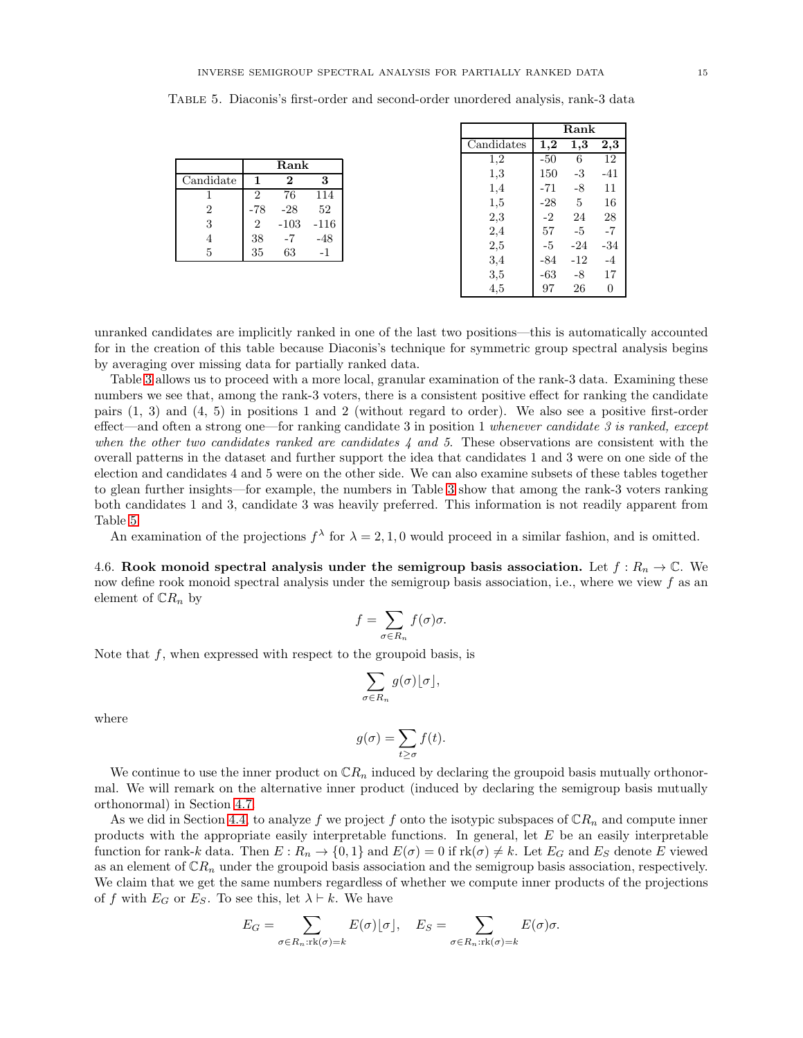Table 5. Diaconis's first-order and second-order unordered analysis, rank-3 data

| | Rank | | |
|---|---|---|---|
| Candidate | **1** | **2** | **3** |
| 1 | 2 | 76 | 114 |
| 2 | -78 | -28 | 52 |
| 3 | 2 | -103 | -116 |
| 4 | 38 | -7 | -48 |
| 5 | 35 | 63 | -1 |

| | Rank | | |
|---|---|---|---|
| Candidates | **1,2** | **1,3** | **2,3** |
| 1,2 | -50 | 6 | 12 |
| 1,3 | 150 | -3 | -41 |
| 1,4 | -71 | -8 | 11 |
| 1,5 | -28 | 5 | 16 |
| 2,3 | -2 | 24 | 28 |
| 2,4 | 57 | -5 | -7 |
| 2,5 | -5 | -24 | -34 |
| 3,4 | -84 | -12 | -4 |
| 3,5 | -63 | -8 | 17 |
| 4,5 | 97 | 26 | 0 |

unranked candidates are implicitly ranked in one of the last two positions—this is automatically accounted for in the creation of this table because Diaconis's technique for symmetric group spectral analysis begins by averaging over missing data for partially ranked data.

Table 3 allows us to proceed with a more local, granular examination of the rank-3 data. Examining these numbers we see that, among the rank-3 voters, there is a consistent positive effect for ranking the candidate pairs (1, 3) and (4, 5) in positions 1 and 2 (without regard to order). We also see a positive first-order effect—and often a strong one—for ranking candidate 3 in position 1 *whenever candidate 3 is ranked, except when the other two candidates ranked are candidates 4 and 5.* These observations are consistent with the overall patterns in the dataset and further support the idea that candidates 1 and 3 were on one side of the election and candidates 4 and 5 were on the other side. We can also examine subsets of these tables together to glean further insights—for example, the numbers in Table 3 show that among the rank-3 voters ranking both candidates 1 and 3, candidate 3 was heavily preferred. This information is not readily apparent from Table 5.

An examination of the projections $f^\lambda$ for $\lambda = 2, 1, 0$ would proceed in a similar fashion, and is omitted.

4.6. **Rook monoid spectral analysis under the semigroup basis association.** Let $f : R_n \to \mathbb{C}$. We now define rook monoid spectral analysis under the semigroup basis association, i.e., where we view $f$ as an element of $\mathbb{C}R_n$ by

$$f = \sum_{\sigma \in R_n} f(\sigma)\sigma.$$

Note that $f$, when expressed with respect to the groupoid basis, is

$$\sum_{\sigma \in R_n} g(\sigma)\lfloor \sigma \rfloor,$$

where

$$g(\sigma) = \sum_{t \geq \sigma} f(t).$$

We continue to use the inner product on $\mathbb{C}R_n$ induced by declaring the groupoid basis mutually orthonormal. We will remark on the alternative inner product (induced by declaring the semigroup basis mutually orthonormal) in Section 4.7.

As we did in Section 4.4, to analyze $f$ we project $f$ onto the isotypic subspaces of $\mathbb{C}R_n$ and compute inner products with the appropriate easily interpretable functions. In general, let $E$ be an easily interpretable function for rank-$k$ data. Then $E : R_n \to \{0, 1\}$ and $E(\sigma) = 0$ if $\text{rk}(\sigma) \neq k$. Let $E_G$ and $E_S$ denote $E$ viewed as an element of $\mathbb{C}R_n$ under the groupoid basis association and the semigroup basis association, respectively. We claim that we get the same numbers regardless of whether we compute inner products of the projections of $f$ with $E_G$ or $E_S$. To see this, let $\lambda \vdash k$. We have

$$E_G = \sum_{\sigma \in R_n : \text{rk}(\sigma) = k} E(\sigma)\lfloor \sigma \rfloor, \quad E_S = \sum_{\sigma \in R_n : \text{rk}(\sigma) = k} E(\sigma)\sigma.$$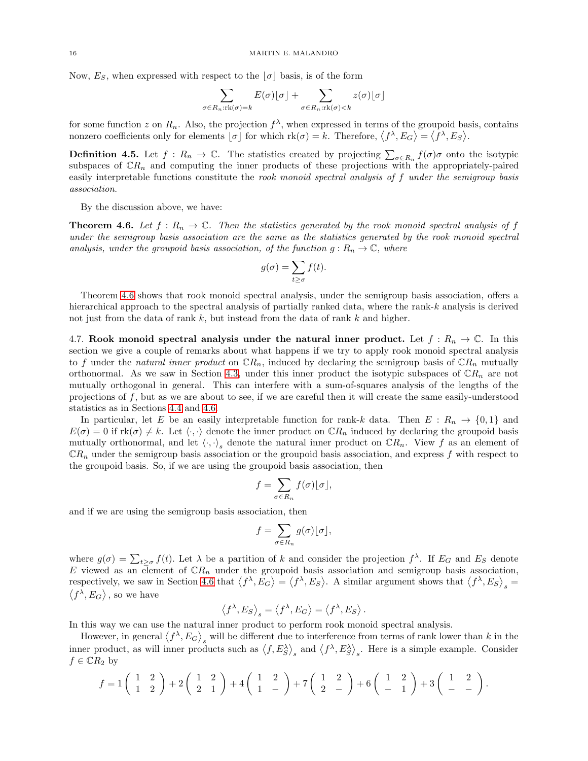Now, $E_S$, when expressed with respect to the $\lfloor\sigma\rfloor$ basis, is of the form

$$\sum_{\sigma\in R_n:\mathrm{rk}(\sigma)=k} E(\sigma)\lfloor\sigma\rfloor + \sum_{\sigma\in R_n:\mathrm{rk}(\sigma)<k} z(\sigma)\lfloor\sigma\rfloor$$

for some function $z$ on $R_n$. Also, the projection $f^\lambda$, when expressed in terms of the groupoid basis, contains nonzero coefficients only for elements $\lfloor\sigma\rfloor$ for which $\mathrm{rk}(\sigma)=k$. Therefore, $\langle f^\lambda, E_G\rangle = \langle f^\lambda, E_S\rangle$.

**Definition 4.5.** Let $f: R_n \to \mathbb{C}$. The statistics created by projecting $\sum_{\sigma\in R_n} f(\sigma)\sigma$ onto the isotypic subspaces of $\mathbb{C}R_n$ and computing the inner products of these projections with the appropriately-paired easily interpretable functions constitute the *rook monoid spectral analysis of $f$ under the semigroup basis association*.

By the discussion above, we have:

**Theorem 4.6.** *Let $f: R_n \to \mathbb{C}$. Then the statistics generated by the rook monoid spectral analysis of $f$ under the semigroup basis association are the same as the statistics generated by the rook monoid spectral analysis, under the groupoid basis association, of the function $g: R_n \to \mathbb{C}$, where*

$$g(\sigma) = \sum_{t\geq\sigma} f(t).$$

Theorem 4.6 shows that rook monoid spectral analysis, under the semigroup basis association, offers a hierarchical approach to the spectral analysis of partially ranked data, where the rank-$k$ analysis is derived not just from the data of rank $k$, but instead from the data of rank $k$ and higher.

4.7. **Rook monoid spectral analysis under the natural inner product.** Let $f: R_n \to \mathbb{C}$. In this section we give a couple of remarks about what happens if we try to apply rook monoid spectral analysis to $f$ under the *natural inner product* on $\mathbb{C}R_n$, induced by declaring the semigroup basis of $\mathbb{C}R_n$ mutually orthonormal. As we saw in Section 4.3, under this inner product the isotypic subspaces of $\mathbb{C}R_n$ are not mutually orthogonal in general. This can interfere with a sum-of-squares analysis of the lengths of the projections of $f$, but as we are about to see, if we are careful then it will create the same easily-understood statistics as in Sections 4.4 and 4.6.

In particular, let $E$ be an easily interpretable function for rank-$k$ data. Then $E: R_n \to \{0,1\}$ and $E(\sigma) = 0$ if $\mathrm{rk}(\sigma) \neq k$. Let $\langle\cdot,\cdot\rangle$ denote the inner product on $\mathbb{C}R_n$ induced by declaring the groupoid basis mutually orthonormal, and let $\langle\cdot,\cdot\rangle_s$ denote the natural inner product on $\mathbb{C}R_n$. View $f$ as an element of $\mathbb{C}R_n$ under the semigroup basis association or the groupoid basis association, and express $f$ with respect to the groupoid basis. So, if we are using the groupoid basis association, then

$$f = \sum_{\sigma\in R_n} f(\sigma)\lfloor\sigma\rfloor,$$

and if we are using the semigroup basis association, then

$$f = \sum_{\sigma\in R_n} g(\sigma)\lfloor\sigma\rfloor,$$

where $g(\sigma) = \sum_{t\geq\sigma} f(t)$. Let $\lambda$ be a partition of $k$ and consider the projection $f^\lambda$. If $E_G$ and $E_S$ denote $E$ viewed as an element of $\mathbb{C}R_n$ under the groupoid basis association and semigroup basis association, respectively, we saw in Section 4.6 that $\langle f^\lambda, E_G\rangle = \langle f^\lambda, E_S\rangle$. A similar argument shows that $\langle f^\lambda, E_S\rangle_s = \langle f^\lambda, E_G\rangle$, so we have

$$\langle f^\lambda, E_S\rangle_s = \langle f^\lambda, E_G\rangle = \langle f^\lambda, E_S\rangle.$$

In this way we can use the natural inner product to perform rook monoid spectral analysis.

However, in general $\langle f^\lambda, E_G\rangle_s$ will be different due to interference from terms of rank lower than $k$ in the inner product, as will inner products such as $\langle f, E_S^\lambda\rangle_s$ and $\langle f^\lambda, E_S^\lambda\rangle_s$. Here is a simple example. Consider $f\in\mathbb{C}R_2$ by

$$f = 1\begin{pmatrix} 1 & 2 \\ 1 & 2 \end{pmatrix} + 2\begin{pmatrix} 1 & 2 \\ 2 & 1 \end{pmatrix} + 4\begin{pmatrix} 1 & 2 \\ 1 & - \end{pmatrix} + 7\begin{pmatrix} 1 & 2 \\ 2 & - \end{pmatrix} + 6\begin{pmatrix} 1 & 2 \\ - & 1 \end{pmatrix} + 3\begin{pmatrix} 1 & 2 \\ - & - \end{pmatrix}.$$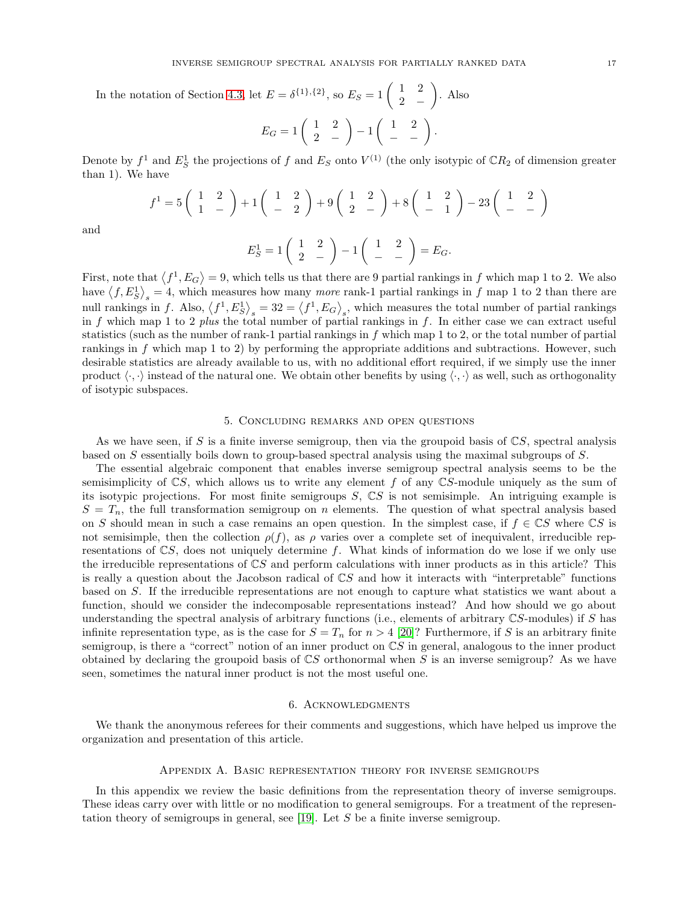In the notation of Section 4.3, let $E = \delta^{\{1\},\{2\}}$, so $E_S = 1\begin{pmatrix} 1 & 2 \\ 2 & - \end{pmatrix}$. Also

$$E_G = 1\begin{pmatrix} 1 & 2 \\ 2 & - \end{pmatrix} - 1\begin{pmatrix} 1 & 2 \\ - & - \end{pmatrix}.$$

Denote by $f^1$ and $E_S^1$ the projections of $f$ and $E_S$ onto $V^{(1)}$ (the only isotypic of $\mathbb{C}R_2$ of dimension greater than 1). We have

$$f^1 = 5\begin{pmatrix} 1 & 2 \\ 1 & - \end{pmatrix} + 1\begin{pmatrix} 1 & 2 \\ - & 2 \end{pmatrix} + 9\begin{pmatrix} 1 & 2 \\ 2 & - \end{pmatrix} + 8\begin{pmatrix} 1 & 2 \\ - & 1 \end{pmatrix} - 23\begin{pmatrix} 1 & 2 \\ - & - \end{pmatrix}$$

and

$$E_S^1 = 1\begin{pmatrix} 1 & 2 \\ 2 & - \end{pmatrix} - 1\begin{pmatrix} 1 & 2 \\ - & - \end{pmatrix} = E_G.$$

First, note that $\langle f^1, E_G \rangle = 9$, which tells us that there are 9 partial rankings in $f$ which map 1 to 2. We also have $\langle f, E_S^1 \rangle_s = 4$, which measures how many *more* rank-1 partial rankings in $f$ map 1 to 2 than there are null rankings in $f$. Also, $\langle f^1, E_S^1 \rangle_s = 32 = \langle f^1, E_G \rangle_s$, which measures the total number of partial rankings in $f$ which map 1 to 2 *plus* the total number of partial rankings in $f$. In either case we can extract useful statistics (such as the number of rank-1 partial rankings in $f$ which map 1 to 2, or the total number of partial rankings in $f$ which map 1 to 2) by performing the appropriate additions and subtractions. However, such desirable statistics are already available to us, with no additional effort required, if we simply use the inner product $\langle \cdot, \cdot \rangle$ instead of the natural one. We obtain other benefits by using $\langle \cdot, \cdot \rangle$ as well, such as orthogonality of isotypic subspaces.

## 5. Concluding remarks and open questions

As we have seen, if $S$ is a finite inverse semigroup, then via the groupoid basis of $\mathbb{C}S$, spectral analysis based on $S$ essentially boils down to group-based spectral analysis using the maximal subgroups of $S$.

The essential algebraic component that enables inverse semigroup spectral analysis seems to be the semisimplicity of $\mathbb{C}S$, which allows us to write any element $f$ of any $\mathbb{C}S$-module uniquely as the sum of its isotypic projections. For most finite semigroups $S$, $\mathbb{C}S$ is not semisimple. An intriguing example is $S = T_n$, the full transformation semigroup on $n$ elements. The question of what spectral analysis based on $S$ should mean in such a case remains an open question. In the simplest case, if $f \in \mathbb{C}S$ where $\mathbb{C}S$ is not semisimple, then the collection $\rho(f)$, as $\rho$ varies over a complete set of inequivalent, irreducible representations of $\mathbb{C}S$, does not uniquely determine $f$. What kinds of information do we lose if we only use the irreducible representations of $\mathbb{C}S$ and perform calculations with inner products as in this article? This is really a question about the Jacobson radical of $\mathbb{C}S$ and how it interacts with "interpretable" functions based on $S$. If the irreducible representations are not enough to capture what statistics we want about a function, should we consider the indecomposable representations instead? And how should we go about understanding the spectral analysis of arbitrary functions (i.e., elements of arbitrary $\mathbb{C}S$-modules) if $S$ has infinite representation type, as is the case for $S = T_n$ for $n > 4$ [20]? Furthermore, if $S$ is an arbitrary finite semigroup, is there a "correct" notion of an inner product on $\mathbb{C}S$ in general, analogous to the inner product obtained by declaring the groupoid basis of $\mathbb{C}S$ orthonormal when $S$ is an inverse semigroup? As we have seen, sometimes the natural inner product is not the most useful one.

## 6. Acknowledgments

We thank the anonymous referees for their comments and suggestions, which have helped us improve the organization and presentation of this article.

## Appendix A. Basic representation theory for inverse semigroups

In this appendix we review the basic definitions from the representation theory of inverse semigroups. These ideas carry over with little or no modification to general semigroups. For a treatment of the representation theory of semigroups in general, see [19]. Let $S$ be a finite inverse semigroup.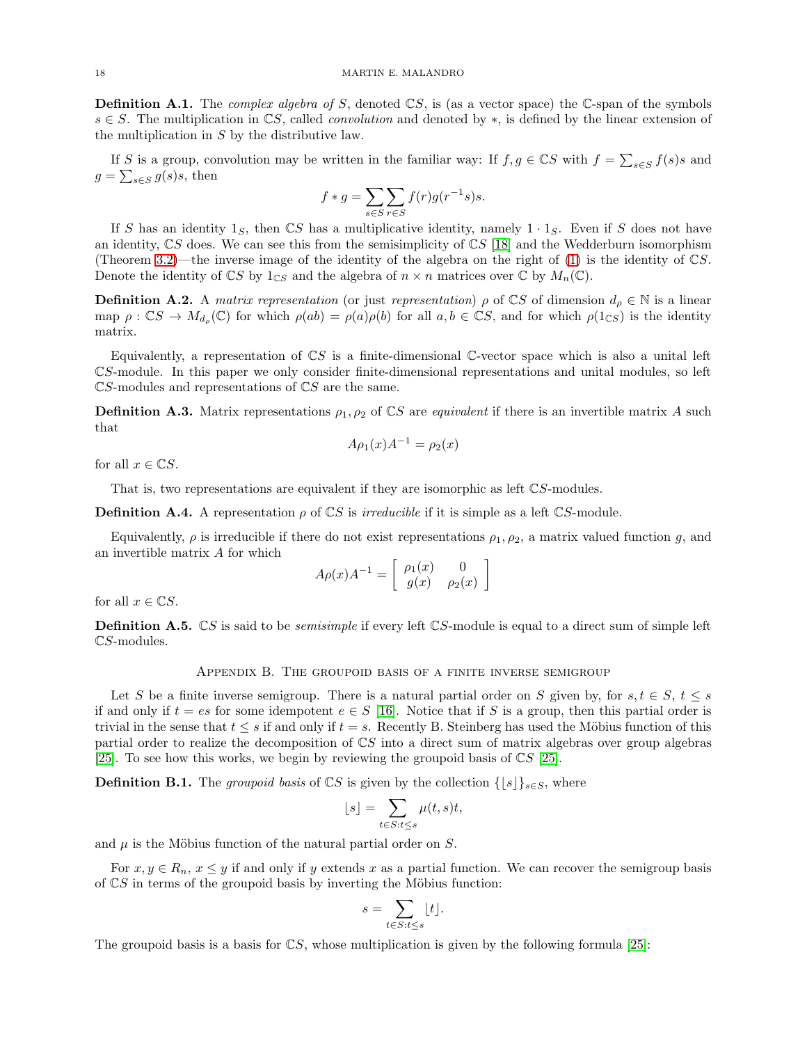**Definition A.1.** The *complex algebra of $S$*, denoted $\mathbb{C}S$, is (as a vector space) the $\mathbb{C}$-span of the symbols $s \in S$. The multiplication in $\mathbb{C}S$, called *convolution* and denoted by $*$, is defined by the linear extension of the multiplication in $S$ by the distributive law.

If $S$ is a group, convolution may be written in the familiar way: If $f, g \in \mathbb{C}S$ with $f = \sum_{s\in S} f(s)s$ and $g = \sum_{s \in S} g(s)s$, then

$$f * g = \sum_{s\in S}\sum_{r\in S} f(r)g(r^{-1}s)s.$$

If $S$ has an identity $1_S$, then $\mathbb{C}S$ has a multiplicative identity, namely $1 \cdot 1_S$. Even if $S$ does not have an identity, $\mathbb{C}S$ does. We can see this from the semisimplicity of $\mathbb{C}S$ [18] and the Wedderburn isomorphism (Theorem 3.2)—the inverse image of the identity of the algebra on the right of (1) is the identity of $\mathbb{C}S$. Denote the identity of $\mathbb{C}S$ by $1_{\mathbb{C}S}$ and the algebra of $n \times n$ matrices over $\mathbb{C}$ by $M_n(\mathbb{C})$.

**Definition A.2.** A *matrix representation* (or just *representation*) $\rho$ of $\mathbb{C}S$ of dimension $d_\rho \in \mathbb{N}$ is a linear map $\rho : \mathbb{C}S \to M_{d_\rho}(\mathbb{C})$ for which $\rho(ab) = \rho(a)\rho(b)$ for all $a, b \in \mathbb{C}S$, and for which $\rho(1_{\mathbb{C}S})$ is the identity matrix.

Equivalently, a representation of $\mathbb{C}S$ is a finite-dimensional $\mathbb{C}$-vector space which is also a unital left $\mathbb{C}S$-module. In this paper we only consider finite-dimensional representations and unital modules, so left $\mathbb{C}S$-modules and representations of $\mathbb{C}S$ are the same.

**Definition A.3.** Matrix representations $\rho_1, \rho_2$ of $\mathbb{C}S$ are *equivalent* if there is an invertible matrix $A$ such that

$$A\rho_1(x)A^{-1} = \rho_2(x)$$

for all $x \in \mathbb{C}S$.

That is, two representations are equivalent if they are isomorphic as left $\mathbb{C}S$-modules.

**Definition A.4.** A representation $\rho$ of $\mathbb{C}S$ is *irreducible* if it is simple as a left $\mathbb{C}S$-module.

Equivalently, $\rho$ is irreducible if there do not exist representations $\rho_1, \rho_2$, a matrix valued function $g$, and an invertible matrix $A$ for which

$$A\rho(x)A^{-1} = \begin{bmatrix} \rho_1(x) & 0 \\ g(x) & \rho_2(x) \end{bmatrix}$$

for all $x \in \mathbb{C}S$.

**Definition A.5.** $\mathbb{C}S$ is said to be *semisimple* if every left $\mathbb{C}S$-module is equal to a direct sum of simple left $\mathbb{C}S$-modules.

## Appendix B. The groupoid basis of a finite inverse semigroup

Let $S$ be a finite inverse semigroup. There is a natural partial order on $S$ given by, for $s, t \in S$, $t \le s$ if and only if $t = es$ for some idempotent $e \in S$ [16]. Notice that if $S$ is a group, then this partial order is trivial in the sense that $t \le s$ if and only if $t = s$. Recently B. Steinberg has used the Möbius function of this partial order to realize the decomposition of $\mathbb{C}S$ into a direct sum of matrix algebras over group algebras [25]. To see how this works, we begin by reviewing the groupoid basis of $\mathbb{C}S$ [25].

**Definition B.1.** The *groupoid basis* of $\mathbb{C}S$ is given by the collection $\{\lfloor s \rfloor\}_{s\in S}$, where

$$\lfloor s \rfloor = \sum_{t\in S: t\le s} \mu(t, s)t,$$

and $\mu$ is the Möbius function of the natural partial order on $S$.

For $x, y \in R_n$, $x \le y$ if and only if $y$ extends $x$ as a partial function. We can recover the semigroup basis of $\mathbb{C}S$ in terms of the groupoid basis by inverting the Möbius function:

$$s = \sum_{t\in S: t\le s} \lfloor t \rfloor.$$

The groupoid basis is a basis for $\mathbb{C}S$, whose multiplication is given by the following formula [25]: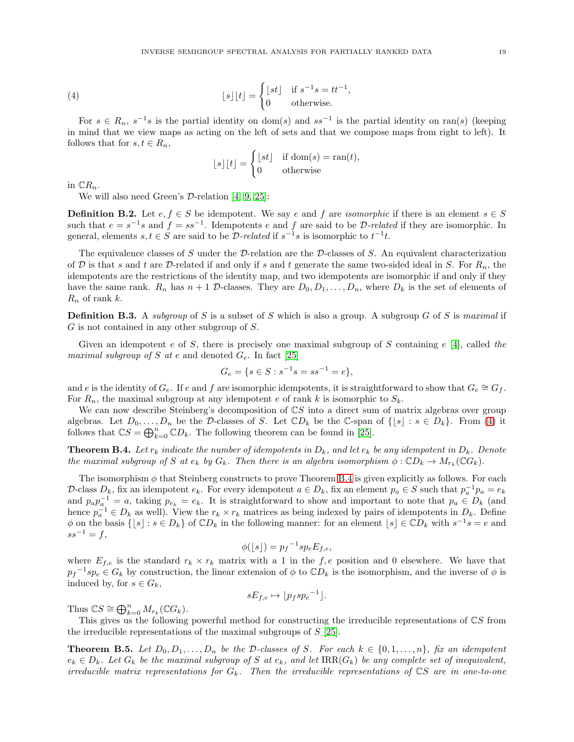$$\lfloor s \rfloor \lfloor t \rfloor = \begin{cases} \lfloor st \rfloor & \text{if } s^{-1}s = tt^{-1}, \\ 0 & \text{otherwise.} \end{cases} \tag{4}$$

For $s \in R_n$, $s^{-1}s$ is the partial identity on $\mathrm{dom}(s)$ and $ss^{-1}$ is the partial identity on $\mathrm{ran}(s)$ (keeping in mind that we view maps as acting on the left of sets and that we compose maps from right to left). It follows that for $s, t \in R_n$,

$$\lfloor s \rfloor \lfloor t \rfloor = \begin{cases} \lfloor st \rfloor & \text{if } \mathrm{dom}(s) = \mathrm{ran}(t), \\ 0 & \text{otherwise} \end{cases}$$

in $\mathbb{C}R_n$.

We will also need Green's $\mathcal{D}$-relation [4, 9, 25]:

**Definition B.2.** Let $e, f \in S$ be idempotent. We say $e$ and $f$ are *isomorphic* if there is an element $s \in S$ such that $e = s^{-1}s$ and $f = ss^{-1}$. Idempotents $e$ and $f$ are said to be *$\mathcal{D}$-related* if they are isomorphic. In general, elements $s, t \in S$ are said to be *$\mathcal{D}$-related* if $s^{-1}s$ is isomorphic to $t^{-1}t$.

The equivalence classes of $S$ under the $\mathcal{D}$-relation are the $\mathcal{D}$-classes of $S$. An equivalent characterization of $\mathcal{D}$ is that $s$ and $t$ are $\mathcal{D}$-related if and only if $s$ and $t$ generate the same two-sided ideal in $S$. For $R_n$, the idempotents are the restrictions of the identity map, and two idempotents are isomorphic if and only if they have the same rank. $R_n$ has $n+1$ $\mathcal{D}$-classes. They are $D_0, D_1, \ldots, D_n$, where $D_k$ is the set of elements of $R_n$ of rank $k$.

**Definition B.3.** A *subgroup* of $S$ is a subset of $S$ which is also a group. A subgroup $G$ of $S$ is *maximal* if $G$ is not contained in any other subgroup of $S$.

Given an idempotent $e$ of $S$, there is precisely one maximal subgroup of $S$ containing $e$ [4], called *the maximal subgroup of $S$ at $e$* and denoted $G_e$. In fact [25]

$$G_e = \{s \in S : s^{-1}s = ss^{-1} = e\},$$

and $e$ is the identity of $G_e$. If $e$ and $f$ are isomorphic idempotents, it is straightforward to show that $G_e \cong G_f$. For $R_n$, the maximal subgroup at any idempotent $e$ of rank $k$ is isomorphic to $S_k$.

We can now describe Steinberg's decomposition of $\mathbb{C}S$ into a direct sum of matrix algebras over group algebras. Let $D_0, \ldots, D_n$ be the $\mathcal{D}$-classes of $S$. Let $\mathbb{C}D_k$ be the $\mathbb{C}$-span of $\{\lfloor s \rfloor : s \in D_k\}$. From (4) it follows that $\mathbb{C}S = \bigoplus_{k=0}^{n} \mathbb{C}D_k$. The following theorem can be found in [25].

**Theorem B.4.** *Let $r_k$ indicate the number of idempotents in $D_k$, and let $e_k$ be any idempotent in $D_k$. Denote the maximal subgroup of $S$ at $e_k$ by $G_k$. Then there is an algebra isomorphism $\phi : \mathbb{C}D_k \to M_{r_k}(\mathbb{C}G_k)$.*

The isomorphism $\phi$ that Steinberg constructs to prove Theorem B.4 is given explicitly as follows. For each $\mathcal{D}$-class $D_k$, fix an idempotent $e_k$. For every idempotent $a \in D_k$, fix an element $p_a \in S$ such that $p_a^{-1}p_a = e_k$ and $p_a p_a^{-1} = a$, taking $p_{e_k} = e_k$. It is straightforward to show and important to note that $p_a \in D_k$ (and hence $p_a^{-1} \in D_k$ as well). View the $r_k \times r_k$ matrices as being indexed by pairs of idempotents in $D_k$. Define $\phi$ on the basis $\{\lfloor s \rfloor : s \in D_k\}$ of $\mathbb{C}D_k$ in the following manner: for an element $\lfloor s \rfloor \in \mathbb{C}D_k$ with $s^{-1}s = e$ and $ss^{-1} = f$,

$$\phi(\lfloor s \rfloor) = {p_f}^{-1} s p_e E_{f,e},$$

where $E_{f,e}$ is the standard $r_k \times r_k$ matrix with a 1 in the $f, e$ position and 0 elsewhere. We have that ${p_f}^{-1} s p_e \in G_k$ by construction, the linear extension of $\phi$ to $\mathbb{C}D_k$ is the isomorphism, and the inverse of $\phi$ is induced by, for $s \in G_k$,

$$sE_{f,e} \mapsto \lfloor p_f s {p_e}^{-1} \rfloor.$$

Thus $\mathbb{C}S \cong \bigoplus_{k=0}^{n} M_{r_k}(\mathbb{C}G_k)$.

This gives us the following powerful method for constructing the irreducible representations of $\mathbb{C}S$ from the irreducible representations of the maximal subgroups of $S$ [25].

**Theorem B.5.** *Let $D_0, D_1, \ldots, D_n$ be the $\mathcal{D}$-classes of $S$. For each $k \in \{0, 1, \ldots, n\}$, fix an idempotent $e_k \in D_k$. Let $G_k$ be the maximal subgroup of $S$ at $e_k$, and let $\mathrm{IRR}(G_k)$ be any complete set of inequivalent, irreducible matrix representations for $G_k$. Then the irreducible representations of $\mathbb{C}S$ are in one-to-one*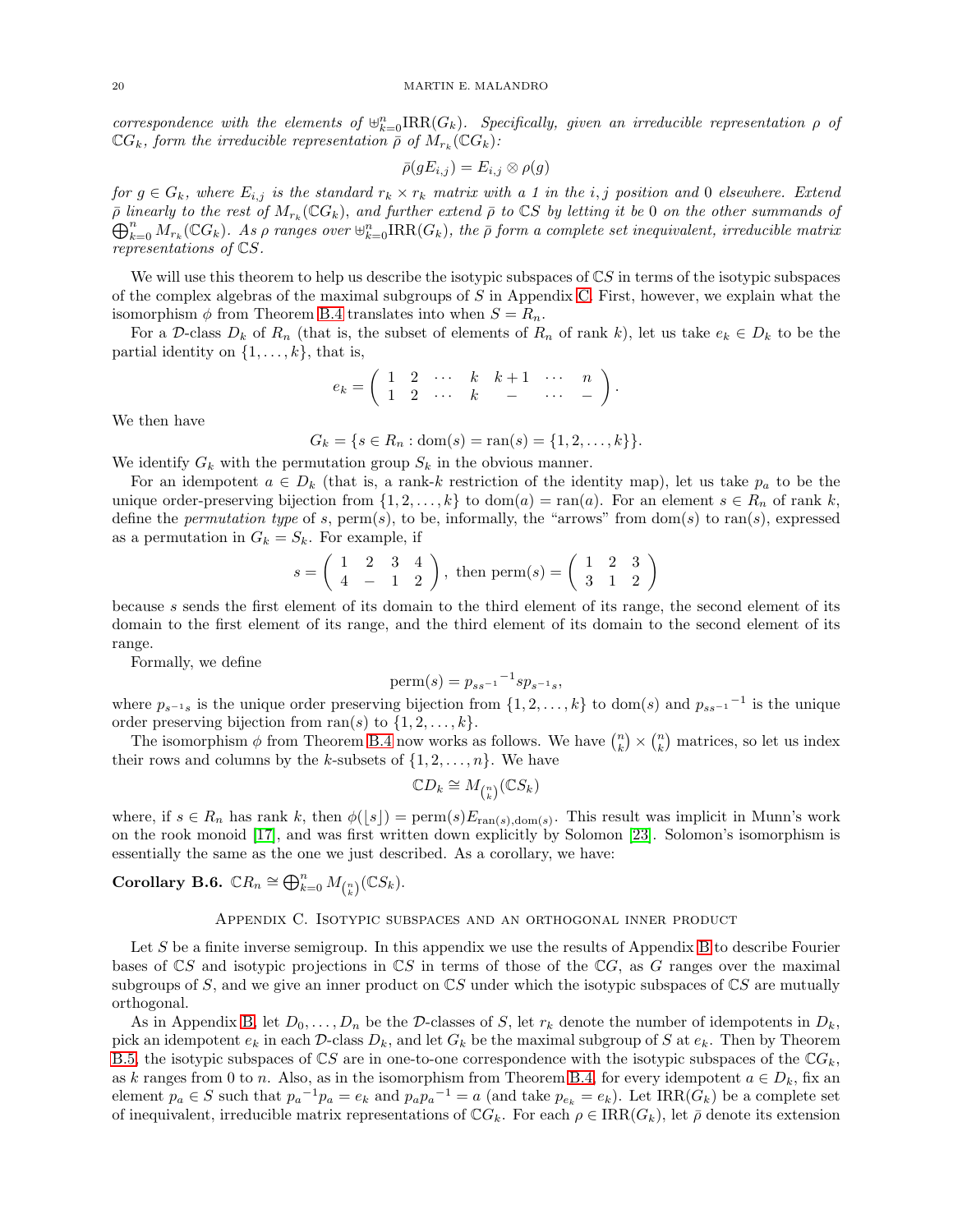*correspondence with the elements of* $\uplus_{k=0}^{n}\text{IRR}(G_k)$*. Specifically, given an irreducible representation* $\rho$ *of* $\mathbb{C}G_k$*, form the irreducible representation* $\bar{\rho}$ *of* $M_{r_k}(\mathbb{C}G_k)$*:*

$$\bar{\rho}(gE_{i,j}) = E_{i,j} \otimes \rho(g)$$

*for* $g \in G_k$*, where* $E_{i,j}$ *is the standard* $r_k \times r_k$ *matrix with a 1 in the* $i,j$ *position and 0 elsewhere. Extend* $\bar{\rho}$ *linearly to the rest of* $M_{r_k}(\mathbb{C}G_k)$*, and further extend* $\bar{\rho}$ *to* $\mathbb{C}S$ *by letting it be 0 on the other summands of* $\bigoplus_{k=0}^{n} M_{r_k}(\mathbb{C}G_k)$*. As* $\rho$ *ranges over* $\uplus_{k=0}^{n}\text{IRR}(G_k)$*, the* $\bar{\rho}$ *form a complete set inequivalent, irreducible matrix representations of* $\mathbb{C}S$*.*

We will use this theorem to help us describe the isotypic subspaces of $\mathbb{C}S$ in terms of the isotypic subspaces of the complex algebras of the maximal subgroups of $S$ in Appendix C. First, however, we explain what the isomorphism $\phi$ from Theorem B.4 translates into when $S = R_n$.

For a $\mathcal{D}$-class $D_k$ of $R_n$ (that is, the subset of elements of $R_n$ of rank $k$), let us take $e_k \in D_k$ to be the partial identity on $\{1, \ldots, k\}$, that is,

$$e_k = \begin{pmatrix} 1 & 2 & \cdots & k & k+1 & \cdots & n \\ 1 & 2 & \cdots & k & - & \cdots & - \end{pmatrix}.$$

We then have

$$G_k = \{s \in R_n : \text{dom}(s) = \text{ran}(s) = \{1, 2, \ldots, k\}\}.$$

We identify $G_k$ with the permutation group $S_k$ in the obvious manner.

For an idempotent $a \in D_k$ (that is, a rank-$k$ restriction of the identity map), let us take $p_a$ to be the unique order-preserving bijection from $\{1, 2, \ldots, k\}$ to $\text{dom}(a) = \text{ran}(a)$. For an element $s \in R_n$ of rank $k$, define the *permutation type* of $s$, $\text{perm}(s)$, to be, informally, the "arrows" from $\text{dom}(s)$ to $\text{ran}(s)$, expressed as a permutation in $G_k = S_k$. For example, if

$$s = \begin{pmatrix} 1 & 2 & 3 & 4 \\ 4 & - & 1 & 2 \end{pmatrix}, \text{ then } \text{perm}(s) = \begin{pmatrix} 1 & 2 & 3 \\ 3 & 1 & 2 \end{pmatrix}$$

because $s$ sends the first element of its domain to the third element of its range, the second element of its domain to the first element of its range, and the third element of its domain to the second element of its range.

Formally, we define

$$\text{perm}(s) = {p_{ss^{-1}}}^{-1} s p_{s^{-1}s},$$

where $p_{s^{-1}s}$ is the unique order preserving bijection from $\{1, 2, \ldots, k\}$ to $\text{dom}(s)$ and ${p_{ss^{-1}}}^{-1}$ is the unique order preserving bijection from $\text{ran}(s)$ to $\{1, 2, \ldots, k\}$.

The isomorphism $\phi$ from Theorem B.4 now works as follows. We have $\binom{n}{k} \times \binom{n}{k}$ matrices, so let us index their rows and columns by the $k$-subsets of $\{1, 2, \ldots, n\}$. We have

$$\mathbb{C}D_k \cong M_{\binom{n}{k}}(\mathbb{C}S_k)$$

where, if $s \in R_n$ has rank $k$, then $\phi(\lfloor s \rfloor) = \text{perm}(s) E_{\text{ran}(s), \text{dom}(s)}$. This result was implicit in Munn's work on the rook monoid [17], and was first written down explicitly by Solomon [23]. Solomon's isomorphism is essentially the same as the one we just described. As a corollary, we have:

**Corollary B.6.** $\mathbb{C}R_n \cong \bigoplus_{k=0}^{n} M_{\binom{n}{k}}(\mathbb{C}S_k)$.

## Appendix C. Isotypic subspaces and an orthogonal inner product

Let $S$ be a finite inverse semigroup. In this appendix we use the results of Appendix B to describe Fourier bases of $\mathbb{C}S$ and isotypic projections in $\mathbb{C}S$ in terms of those of the $\mathbb{C}G$, as $G$ ranges over the maximal subgroups of $S$, and we give an inner product on $\mathbb{C}S$ under which the isotypic subspaces of $\mathbb{C}S$ are mutually orthogonal.

As in Appendix B, let $D_0, \ldots, D_n$ be the $\mathcal{D}$-classes of $S$, let $r_k$ denote the number of idempotents in $D_k$, pick an idempotent $e_k$ in each $\mathcal{D}$-class $D_k$, and let $G_k$ be the maximal subgroup of $S$ at $e_k$. Then by Theorem B.5, the isotypic subspaces of $\mathbb{C}S$ are in one-to-one correspondence with the isotypic subspaces of the $\mathbb{C}G_k$, as $k$ ranges from 0 to $n$. Also, as in the isomorphism from Theorem B.4, for every idempotent $a \in D_k$, fix an element $p_a \in S$ such that ${p_a}^{-1} p_a = e_k$ and $p_a {p_a}^{-1} = a$ (and take $p_{e_k} = e_k$). Let $\text{IRR}(G_k)$ be a complete set of inequivalent, irreducible matrix representations of $\mathbb{C}G_k$. For each $\rho \in \text{IRR}(G_k)$, let $\bar{\rho}$ denote its extension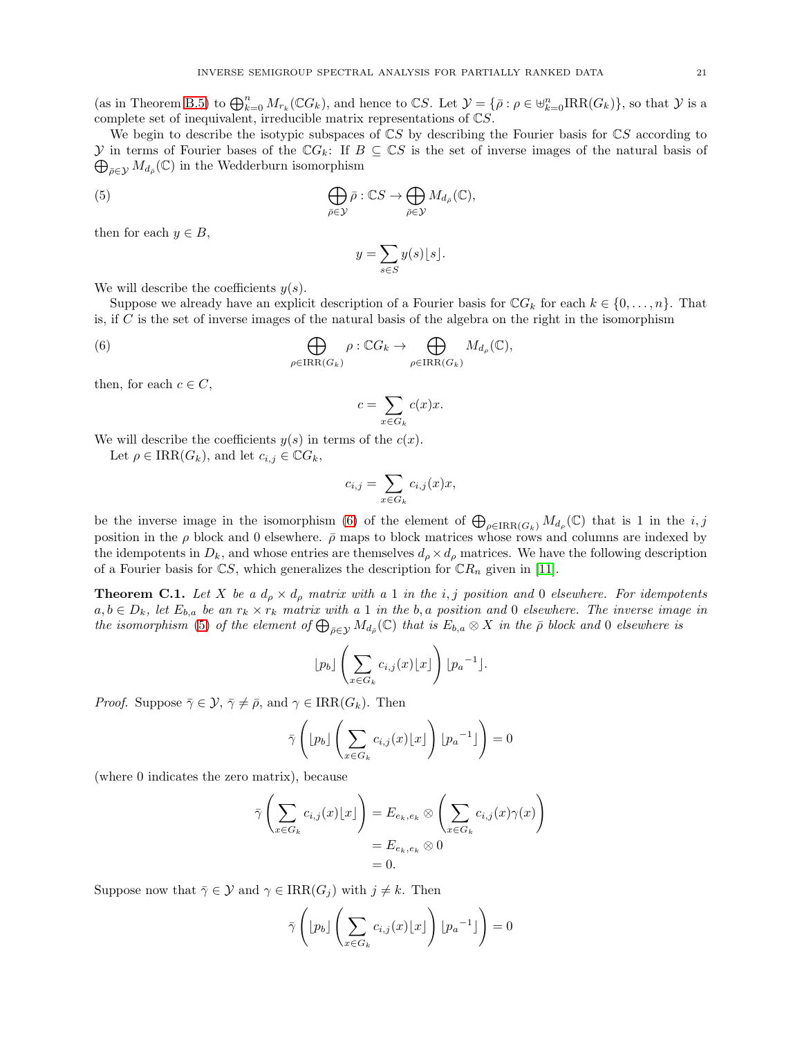(as in Theorem B.5) to $\bigoplus_{k=0}^n M_{r_k}(\mathbb{C}G_k)$, and hence to $\mathbb{C}S$. Let $\mathcal{Y} = \{\bar{\rho} : \rho \in \uplus_{k=0}^n \mathrm{IRR}(G_k)\}$, so that $\mathcal{Y}$ is a complete set of inequivalent, irreducible matrix representations of $\mathbb{C}S$.

We begin to describe the isotypic subspaces of $\mathbb{C}S$ by describing the Fourier basis for $\mathbb{C}S$ according to $\mathcal{Y}$ in terms of Fourier bases of the $\mathbb{C}G_k$: If $B \subseteq \mathbb{C}S$ is the set of inverse images of the natural basis of $\bigoplus_{\bar{\rho}\in\mathcal{Y}} M_{d_{\bar{\rho}}}(\mathbb{C})$ in the Wedderburn isomorphism

$$\bigoplus_{\bar{\rho}\in\mathcal{Y}} \bar{\rho} : \mathbb{C}S \to \bigoplus_{\bar{\rho}\in\mathcal{Y}} M_{d_{\bar{\rho}}}(\mathbb{C}), \tag{5}$$

then for each $y \in B$,

$$y = \sum_{s\in S} y(s)\lfloor s \rfloor.$$

We will describe the coefficients $y(s)$.

Suppose we already have an explicit description of a Fourier basis for $\mathbb{C}G_k$ for each $k \in \{0, \dots, n\}$. That is, if $C$ is the set of inverse images of the natural basis of the algebra on the right in the isomorphism

$$\bigoplus_{\rho\in\mathrm{IRR}(G_k)} \rho : \mathbb{C}G_k \to \bigoplus_{\rho\in\mathrm{IRR}(G_k)} M_{d_\rho}(\mathbb{C}), \tag{6}$$

then, for each $c \in C$,

$$c = \sum_{x\in G_k} c(x)x.$$

We will describe the coefficients $y(s)$ in terms of the $c(x)$.

Let $\rho \in \mathrm{IRR}(G_k)$, and let $c_{i,j} \in \mathbb{C}G_k$,

$$c_{i,j} = \sum_{x\in G_k} c_{i,j}(x)x,$$

be the inverse image in the isomorphism (6) of the element of $\bigoplus_{\rho\in\mathrm{IRR}(G_k)} M_{d_\rho}(\mathbb{C})$ that is 1 in the $i, j$ position in the $\rho$ block and 0 elsewhere. $\bar{\rho}$ maps to block matrices whose rows and columns are indexed by the idempotents in $D_k$, and whose entries are themselves $d_\rho \times d_\rho$ matrices. We have the following description of a Fourier basis for $\mathbb{C}S$, which generalizes the description for $\mathbb{C}R_n$ given in [11].

**Theorem C.1.** *Let $X$ be a $d_\rho \times d_\rho$ matrix with a 1 in the $i, j$ position and 0 elsewhere. For idempotents $a, b \in D_k$, let $E_{b,a}$ be an $r_k \times r_k$ matrix with a 1 in the $b, a$ position and 0 elsewhere. The inverse image in the isomorphism (5) of the element of $\bigoplus_{\bar{\rho}\in\mathcal{Y}} M_{d_{\bar{\rho}}}(\mathbb{C})$ that is $E_{b,a} \otimes X$ in the $\bar{\rho}$ block and 0 elsewhere is*

$$\lfloor p_b \rfloor \left( \sum_{x\in G_k} c_{i,j}(x)\lfloor x \rfloor \right) \lfloor {p_a}^{-1} \rfloor.$$

*Proof.* Suppose $\bar{\gamma} \in \mathcal{Y}$, $\bar{\gamma} \neq \bar{\rho}$, and $\gamma \in \mathrm{IRR}(G_k)$. Then

$$\bar{\gamma}\left( \lfloor p_b \rfloor \left( \sum_{x\in G_k} c_{i,j}(x)\lfloor x \rfloor \right) \lfloor {p_a}^{-1} \rfloor \right) = 0$$

(where 0 indicates the zero matrix), because

$$\begin{aligned}
\bar{\gamma}\left( \sum_{x\in G_k} c_{i,j}(x)\lfloor x \rfloor \right) &= E_{e_k,e_k} \otimes \left( \sum_{x\in G_k} c_{i,j}(x)\gamma(x) \right) \\
&= E_{e_k,e_k} \otimes 0 \\
&= 0.
\end{aligned}$$

Suppose now that $\bar{\gamma} \in \mathcal{Y}$ and $\gamma \in \mathrm{IRR}(G_j)$ with $j \neq k$. Then

$$\bar{\gamma}\left( \lfloor p_b \rfloor \left( \sum_{x\in G_k} c_{i,j}(x)\lfloor x \rfloor \right) \lfloor {p_a}^{-1} \rfloor \right) = 0$$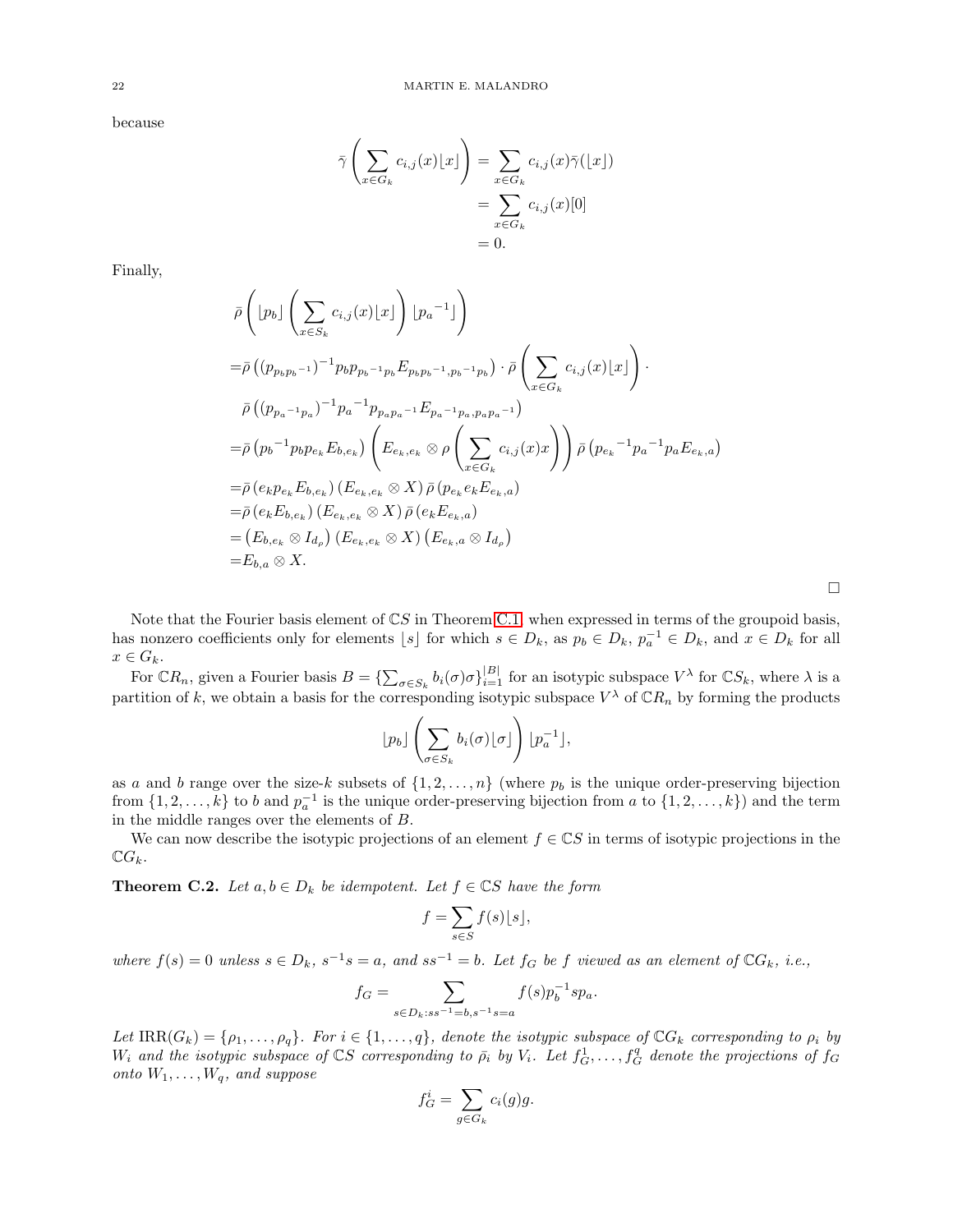because

$$
\begin{aligned}
\bar{\gamma}\left(\sum_{x \in G_k} c_{i,j}(x) \lfloor x \rfloor\right) &= \sum_{x \in G_k} c_{i,j}(x) \bar{\gamma}(\lfloor x \rfloor) \\
&= \sum_{x \in G_k} c_{i,j}(x)[0] \\
&= 0.
\end{aligned}
$$

Finally,

$$
\begin{aligned}
&\bar{\rho}\left(\lfloor p_b \rfloor \left(\sum_{x \in S_k} c_{i,j}(x) \lfloor x \rfloor\right) \lfloor {p_a}^{-1} \rfloor\right) \\
=&\bar{\rho}\left((p_{p_b {p_b}^{-1}})^{-1} p_b p_{{p_b}^{-1} p_b} E_{p_b {p_b}^{-1}, {p_b}^{-1} p_b}\right) \cdot \bar{\rho}\left(\sum_{x \in G_k} c_{i,j}(x) \lfloor x \rfloor\right) \cdot \\
&\quad \bar{\rho}\left((p_{{p_a}^{-1} p_a})^{-1} {p_a}^{-1} p_{p_a {p_a}^{-1}} E_{{p_a}^{-1} p_a, p_a {p_a}^{-1}}\right) \\
=&\bar{\rho}\left({p_b}^{-1} p_b p_{e_k} E_{b, e_k}\right)\left(E_{e_k, e_k} \otimes \rho\left(\sum_{x \in G_k} c_{i,j}(x) x\right)\right) \bar{\rho}\left({p_{e_k}}^{-1} {p_a}^{-1} p_a E_{e_k, a}\right) \\
=&\bar{\rho}\left(e_k p_{e_k} E_{b, e_k}\right)\left(E_{e_k, e_k} \otimes X\right) \bar{\rho}\left(p_{e_k} e_k E_{e_k, a}\right) \\
=&\bar{\rho}\left(e_k E_{b, e_k}\right)\left(E_{e_k, e_k} \otimes X\right) \bar{\rho}\left(e_k E_{e_k, a}\right) \\
=&\left(E_{b, e_k} \otimes I_{d_\rho}\right)\left(E_{e_k, e_k} \otimes X\right)\left(E_{e_k, a} \otimes I_{d_\rho}\right) \\
=&E_{b,a} \otimes X.
\end{aligned}
$$

□

Note that the Fourier basis element of $\mathbb{C}S$ in Theorem C.1, when expressed in terms of the groupoid basis, has nonzero coefficients only for elements $\lfloor s \rfloor$ for which $s \in D_k$, as $p_b \in D_k$, $p_a^{-1} \in D_k$, and $x \in D_k$ for all $x \in G_k$.

For $\mathbb{C}R_n$, given a Fourier basis $B = \{\sum_{\sigma \in S_k} b_i(\sigma)\sigma\}_{i=1}^{|B|}$ for an isotypic subspace $V^\lambda$ for $\mathbb{C}S_k$, where $\lambda$ is a partition of $k$, we obtain a basis for the corresponding isotypic subspace $V^\lambda$ of $\mathbb{C}R_n$ by forming the products

$$
\lfloor p_b \rfloor \left(\sum_{\sigma \in S_k} b_i(\sigma) \lfloor \sigma \rfloor\right) \lfloor p_a^{-1} \rfloor,
$$

as $a$ and $b$ range over the size-$k$ subsets of $\{1, 2, \ldots, n\}$ (where $p_b$ is the unique order-preserving bijection from $\{1, 2, \ldots, k\}$ to $b$ and $p_a^{-1}$ is the unique order-preserving bijection from $a$ to $\{1, 2, \ldots, k\}$) and the term in the middle ranges over the elements of $B$.

We can now describe the isotypic projections of an element $f \in \mathbb{C}S$ in terms of isotypic projections in the $\mathbb{C}G_k$.

**Theorem C.2.** *Let $a, b \in D_k$ be idempotent. Let $f \in \mathbb{C}S$ have the form*

$$
f = \sum_{s \in S} f(s) \lfloor s \rfloor,
$$

*where $f(s) = 0$ unless $s \in D_k$, $s^{-1}s = a$, and $ss^{-1} = b$. Let $f_G$ be $f$ viewed as an element of $\mathbb{C}G_k$, i.e.,*

$$
f_G = \sum_{s \in D_k : ss^{-1} = b, s^{-1}s = a} f(s) p_b^{-1} s p_a.
$$

*Let $\mathrm{IRR}(G_k) = \{\rho_1, \ldots, \rho_q\}$. For $i \in \{1, \ldots, q\}$, denote the isotypic subspace of $\mathbb{C}G_k$ corresponding to $\rho_i$ by $W_i$ and the isotypic subspace of $\mathbb{C}S$ corresponding to $\bar{\rho}_i$ by $V_i$. Let $f_G^1, \ldots, f_G^q$ denote the projections of $f_G$ onto $W_1, \ldots, W_q$, and suppose*

$$
f_G^i = \sum_{g \in G_k} c_i(g) g.
$$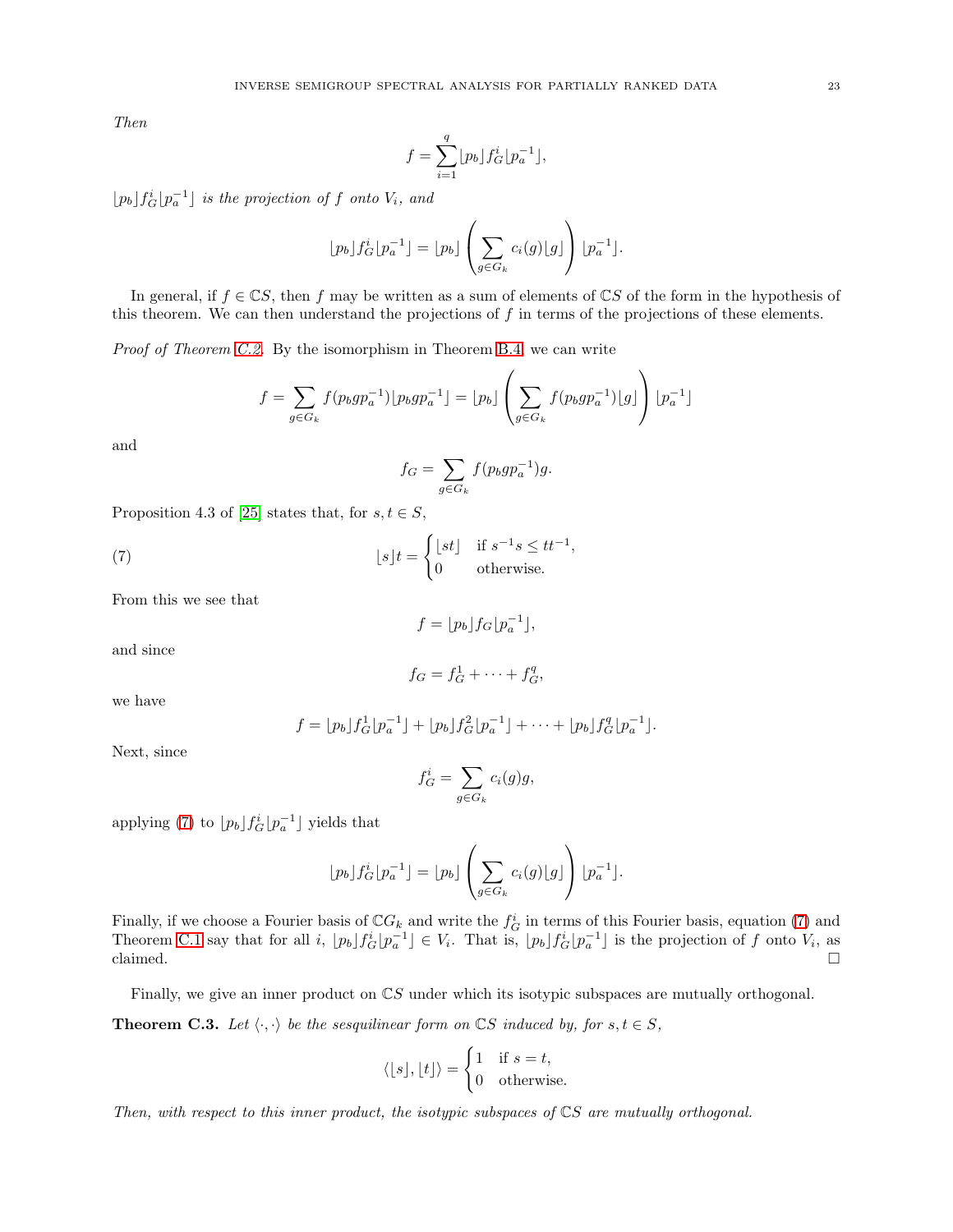*Then*

$$f = \sum_{i=1}^{q} \lfloor p_b \rfloor f_G^i \lfloor p_a^{-1} \rfloor,$$

$\lfloor p_b \rfloor f_G^i \lfloor p_a^{-1} \rfloor$ *is the projection of* $f$ *onto* $V_i$*, and*

$$\lfloor p_b \rfloor f_G^i \lfloor p_a^{-1} \rfloor = \lfloor p_b \rfloor \left( \sum_{g \in G_k} c_i(g) \lfloor g \rfloor \right) \lfloor p_a^{-1} \rfloor.$$

In general, if $f \in \mathbb{C}S$, then $f$ may be written as a sum of elements of $\mathbb{C}S$ of the form in the hypothesis of this theorem. We can then understand the projections of $f$ in terms of the projections of these elements.

*Proof of Theorem C.2.* By the isomorphism in Theorem B.4, we can write

$$f = \sum_{g \in G_k} f(p_b g p_a^{-1}) \lfloor p_b g p_a^{-1} \rfloor = \lfloor p_b \rfloor \left( \sum_{g \in G_k} f(p_b g p_a^{-1}) \lfloor g \rfloor \right) \lfloor p_a^{-1} \rfloor$$

and

$$f_G = \sum_{g \in G_k} f(p_b g p_a^{-1}) g.$$

Proposition 4.3 of [25] states that, for $s, t \in S$,

$$\lfloor s \rfloor t = \begin{cases} \lfloor st \rfloor & \text{if } s^{-1}s \leq tt^{-1}, \\ 0 & \text{otherwise.} \end{cases} \tag{7}$$

From this we see that

$$f = \lfloor p_b \rfloor f_G \lfloor p_a^{-1} \rfloor,$$

and since

$$f_G = f_G^1 + \cdots + f_G^q,$$

we have

$$f = \lfloor p_b \rfloor f_G^1 \lfloor p_a^{-1} \rfloor + \lfloor p_b \rfloor f_G^2 \lfloor p_a^{-1} \rfloor + \cdots + \lfloor p_b \rfloor f_G^q \lfloor p_a^{-1} \rfloor.$$

Next, since

$$f_G^i = \sum_{g \in G_k} c_i(g) g,$$

applying (7) to $\lfloor p_b \rfloor f_G^i \lfloor p_a^{-1} \rfloor$ yields that

$$\lfloor p_b \rfloor f_G^i \lfloor p_a^{-1} \rfloor = \lfloor p_b \rfloor \left( \sum_{g \in G_k} c_i(g) \lfloor g \rfloor \right) \lfloor p_a^{-1} \rfloor.$$

Finally, if we choose a Fourier basis of $\mathbb{C}G_k$ and write the $f_G^i$ in terms of this Fourier basis, equation (7) and Theorem C.1 say that for all $i$, $\lfloor p_b \rfloor f_G^i \lfloor p_a^{-1} \rfloor \in V_i$. That is, $\lfloor p_b \rfloor f_G^i \lfloor p_a^{-1} \rfloor$ is the projection of $f$ onto $V_i$, as claimed. □

Finally, we give an inner product on $\mathbb{C}S$ under which its isotypic subspaces are mutually orthogonal.

**Theorem C.3.** *Let* $\langle \cdot, \cdot \rangle$ *be the sesquilinear form on* $\mathbb{C}S$ *induced by, for* $s, t \in S$,

$$\langle \lfloor s \rfloor, \lfloor t \rfloor \rangle = \begin{cases} 1 & \text{if } s = t, \\ 0 & \text{otherwise.} \end{cases}$$

*Then, with respect to this inner product, the isotypic subspaces of* $\mathbb{C}S$ *are mutually orthogonal.*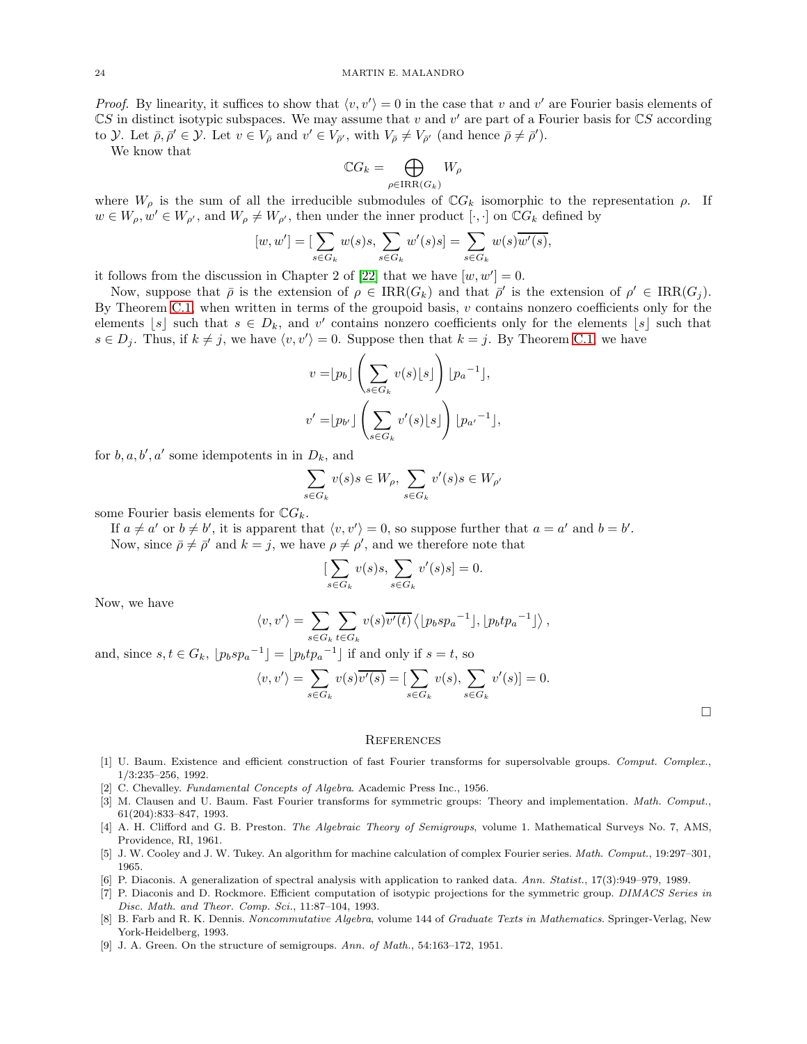*Proof.* By linearity, it suffices to show that $\langle v, v' \rangle = 0$ in the case that $v$ and $v'$ are Fourier basis elements of $\mathbb{C}S$ in distinct isotypic subspaces. We may assume that $v$ and $v'$ are part of a Fourier basis for $\mathbb{C}S$ according to $\mathcal{Y}$. Let $\bar{\rho}, \bar{\rho}' \in \mathcal{Y}$. Let $v \in V_{\bar{\rho}}$ and $v' \in V_{\bar{\rho}'}$, with $V_{\bar{\rho}} \neq V_{\bar{\rho}'}$ (and hence $\bar{\rho} \neq \bar{\rho}'$).

We know that

$$\mathbb{C}G_k = \bigoplus_{\rho \in \mathrm{IRR}(G_k)} W_\rho$$

where $W_\rho$ is the sum of all the irreducible submodules of $\mathbb{C}G_k$ isomorphic to the representation $\rho$. If $w \in W_\rho, w' \in W_{\rho'}$, and $W_\rho \neq W_{\rho'}$, then under the inner product $[\cdot, \cdot]$ on $\mathbb{C}G_k$ defined by

$$[w, w'] = [\sum_{s \in G_k} w(s)s, \sum_{s \in G_k} w'(s)s] = \sum_{s \in G_k} w(s)\overline{w'(s)},$$

it follows from the discussion in Chapter 2 of [22] that we have $[w, w'] = 0$.

Now, suppose that $\bar{\rho}$ is the extension of $\rho \in \mathrm{IRR}(G_k)$ and that $\bar{\rho}'$ is the extension of $\rho' \in \mathrm{IRR}(G_j)$. By Theorem C.1, when written in terms of the groupoid basis, $v$ contains nonzero coefficients only for the elements $\lfloor s \rfloor$ such that $s \in D_k$, and $v'$ contains nonzero coefficients only for the elements $\lfloor s \rfloor$ such that $s \in D_j$. Thus, if $k \neq j$, we have $\langle v, v' \rangle = 0$. Suppose then that $k = j$. By Theorem C.1, we have

$$v = \lfloor p_b \rfloor \left( \sum_{s \in G_k} v(s) \lfloor s \rfloor \right) \lfloor {p_a}^{-1} \rfloor,$$

$$v' = \lfloor p_{b'} \rfloor \left( \sum_{s \in G_k} v'(s) \lfloor s \rfloor \right) \lfloor {p_{a'}}^{-1} \rfloor,$$

for $b, a, b', a'$ some idempotents in in $D_k$, and

$$\sum_{s \in G_k} v(s)s \in W_\rho, \sum_{s \in G_k} v'(s)s \in W_{\rho'}$$

some Fourier basis elements for $\mathbb{C}G_k$.

If $a \neq a'$ or $b \neq b'$, it is apparent that $\langle v, v' \rangle = 0$, so suppose further that $a = a'$ and $b = b'$.

Now, since $\bar{\rho} \neq \bar{\rho}'$ and $k = j$, we have $\rho \neq \rho'$, and we therefore note that

$$[\sum_{s \in G_k} v(s)s, \sum_{s \in G_k} v'(s)s] = 0.$$

Now, we have

$$\langle v, v' \rangle = \sum_{s \in G_k} \sum_{t \in G_k} v(s)\overline{v'(t)} \left\langle \lfloor p_b s {p_a}^{-1} \rfloor, \lfloor p_b t {p_a}^{-1} \rfloor \right\rangle,$$

and, since $s, t \in G_k$, $\lfloor p_b s {p_a}^{-1} \rfloor = \lfloor p_b t {p_a}^{-1} \rfloor$ if and only if $s = t$, so

$$\langle v, v' \rangle = \sum_{s \in G_k} v(s)\overline{v'(s)} = [\sum_{s \in G_k} v(s), \sum_{s \in G_k} v'(s)] = 0.$$

□

## References

[1] U. Baum. Existence and efficient construction of fast Fourier transforms for supersolvable groups. *Comput. Complex.*, 1/3:235–256, 1992.

[2] C. Chevalley. *Fundamental Concepts of Algebra*. Academic Press Inc., 1956.

[3] M. Clausen and U. Baum. Fast Fourier transforms for symmetric groups: Theory and implementation. *Math. Comput.*, 61(204):833–847, 1993.

[4] A. H. Clifford and G. B. Preston. *The Algebraic Theory of Semigroups*, volume 1. Mathematical Surveys No. 7, AMS, Providence, RI, 1961.

[5] J. W. Cooley and J. W. Tukey. An algorithm for machine calculation of complex Fourier series. *Math. Comput.*, 19:297–301, 1965.

[6] P. Diaconis. A generalization of spectral analysis with application to ranked data. *Ann. Statist.*, 17(3):949–979, 1989.

[7] P. Diaconis and D. Rockmore. Efficient computation of isotypic projections for the symmetric group. *DIMACS Series in Disc. Math. and Theor. Comp. Sci.*, 11:87–104, 1993.

[8] B. Farb and R. K. Dennis. *Noncommutative Algebra*, volume 144 of *Graduate Texts in Mathematics*. Springer-Verlag, New York-Heidelberg, 1993.

[9] J. A. Green. On the structure of semigroups. *Ann. of Math.*, 54:163–172, 1951.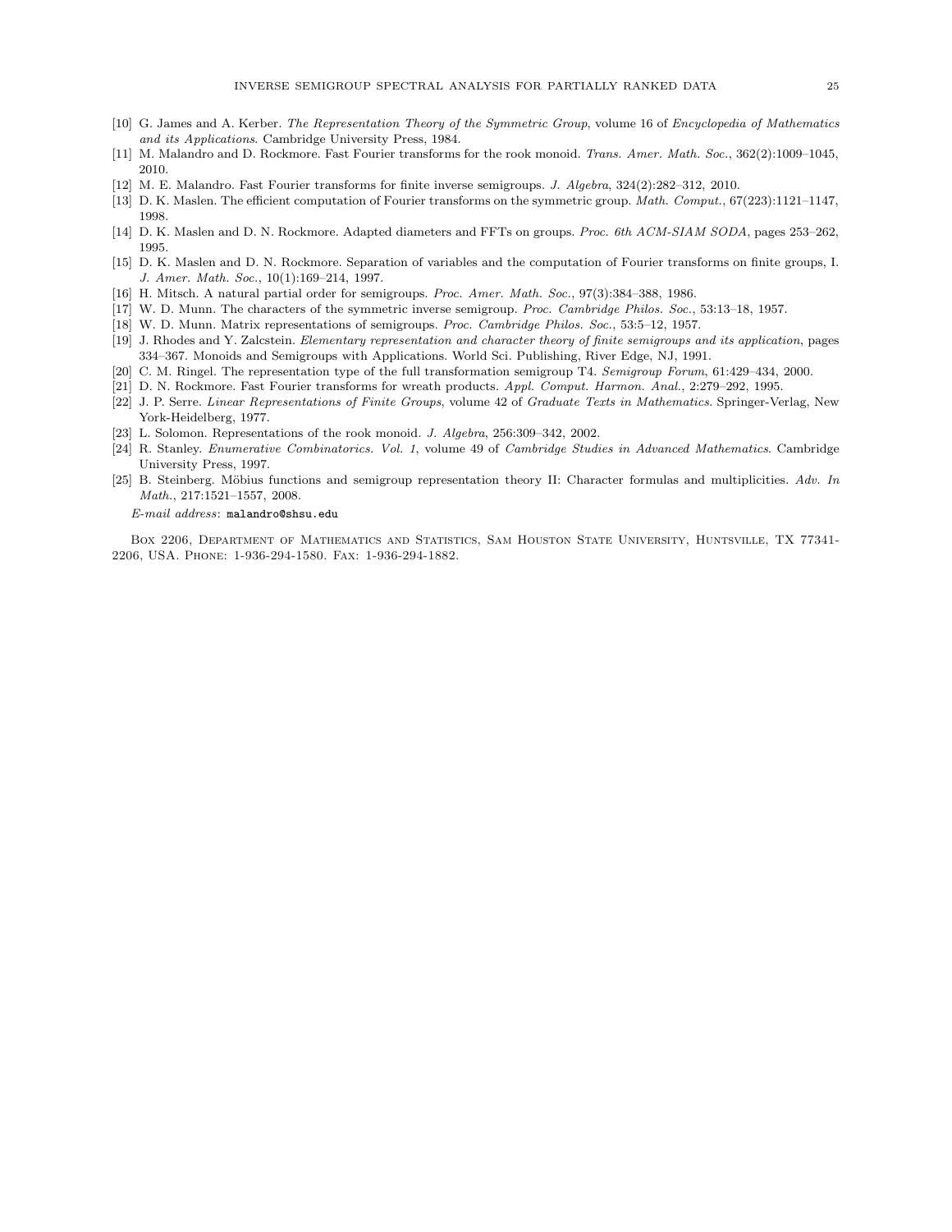[10] G. James and A. Kerber. *The Representation Theory of the Symmetric Group*, volume 16 of *Encyclopedia of Mathematics and its Applications*. Cambridge University Press, 1984.

[11] M. Malandro and D. Rockmore. Fast Fourier transforms for the rook monoid. *Trans. Amer. Math. Soc.*, 362(2):1009–1045, 2010.

[12] M. E. Malandro. Fast Fourier transforms for finite inverse semigroups. *J. Algebra*, 324(2):282–312, 2010.

[13] D. K. Maslen. The efficient computation of Fourier transforms on the symmetric group. *Math. Comput.*, 67(223):1121–1147, 1998.

[14] D. K. Maslen and D. N. Rockmore. Adapted diameters and FFTs on groups. *Proc. 6th ACM-SIAM SODA*, pages 253–262, 1995.

[15] D. K. Maslen and D. N. Rockmore. Separation of variables and the computation of Fourier transforms on finite groups, I. *J. Amer. Math. Soc.*, 10(1):169–214, 1997.

[16] H. Mitsch. A natural partial order for semigroups. *Proc. Amer. Math. Soc.*, 97(3):384–388, 1986.

[17] W. D. Munn. The characters of the symmetric inverse semigroup. *Proc. Cambridge Philos. Soc.*, 53:13–18, 1957.

[18] W. D. Munn. Matrix representations of semigroups. *Proc. Cambridge Philos. Soc.*, 53:5–12, 1957.

[19] J. Rhodes and Y. Zalcstein. *Elementary representation and character theory of finite semigroups and its application*, pages 334–367. Monoids and Semigroups with Applications. World Sci. Publishing, River Edge, NJ, 1991.

[20] C. M. Ringel. The representation type of the full transformation semigroup T4. *Semigroup Forum*, 61:429–434, 2000.

[21] D. N. Rockmore. Fast Fourier transforms for wreath products. *Appl. Comput. Harmon. Anal.*, 2:279–292, 1995.

[22] J. P. Serre. *Linear Representations of Finite Groups*, volume 42 of *Graduate Texts in Mathematics*. Springer-Verlag, New York-Heidelberg, 1977.

[23] L. Solomon. Representations of the rook monoid. *J. Algebra*, 256:309–342, 2002.

[24] R. Stanley. *Enumerative Combinatorics. Vol. 1*, volume 49 of *Cambridge Studies in Advanced Mathematics*. Cambridge University Press, 1997.

[25] B. Steinberg. Möbius functions and semigroup representation theory II: Character formulas and multiplicities. *Adv. In Math.*, 217:1521–1557, 2008.

*E-mail address*: `malandro@shsu.edu`

Box 2206, Department of Mathematics and Statistics, Sam Houston State University, Huntsville, TX 77341-2206, USA. Phone: 1-936-294-1580. Fax: 1-936-294-1882.